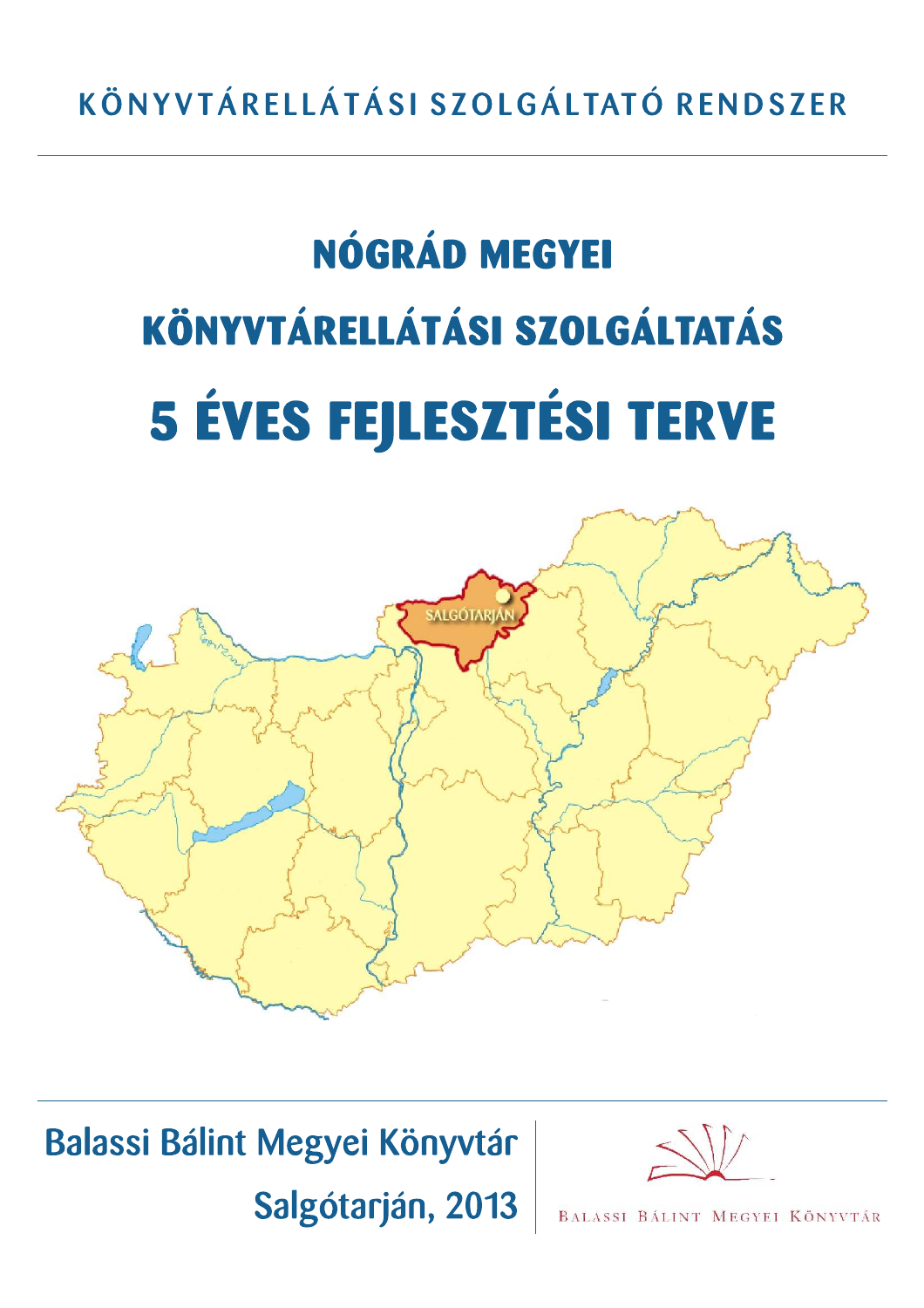KÖNYVTÁRELLÁTÁSI SZOLGÁLTATÓ RENDSZER

# NÓGRÁD MEGYEI KÖNYVTÁRELLÁTÁSI SZOLGÁLTATÁS 5 ÉVES FEJLESZTÉSI TERVE

Balassi Bálint Megyei Könyvtár

Salgótarján, 2013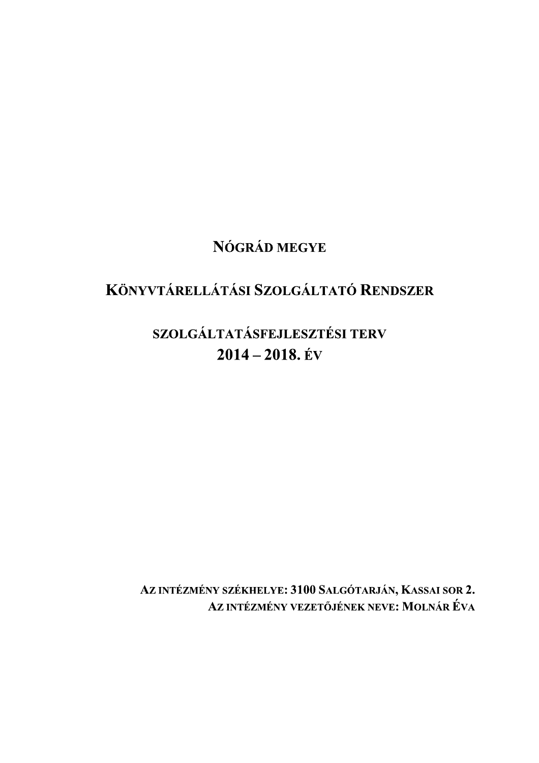# Nógrád megye

# Könyvtárellátási Szolgáltató Rendszer

## Szolgáltatásfejlesztési terv
## 2014 – 2018. év

**Az intézmény székhelye: 3100 Salgótarján, Kassai sor 2.**
**Az intézmény vezetőjének neve: Molnár Éva**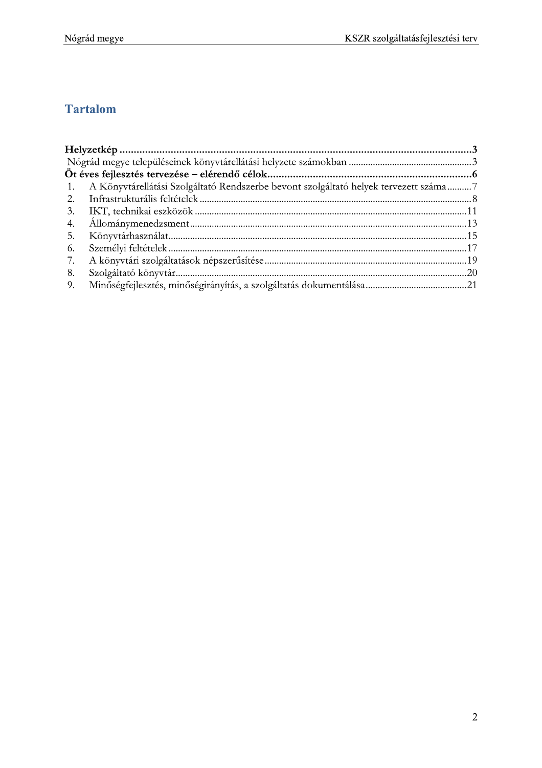# Tartalom

**Helyzetkép** ............................................................ **3**

Nógrád megye településeinek könyvtárellátási helyzete számokban ............ 3

**Öt éves fejlesztés tervezése – elérendő célok** ............................ **6**

1. A Könyvtárellátási Szolgáltató Rendszerbe bevont szolgáltató helyek tervezett száma .......... 7
2. Infrastrukturális feltételek .......... 8
3. IKT, technikai eszközök .......... 11
4. Állománymenedzsment .......... 13
5. Könyvtárhasználat .......... 15
6. Személyi feltételek .......... 17
7. A könyvtári szolgáltatások népszerűsítése .......... 19
8. Szolgáltató könyvtár .......... 20
9. Minőségfejlesztés, minőségirányítás, a szolgáltatás dokumentálása .......... 21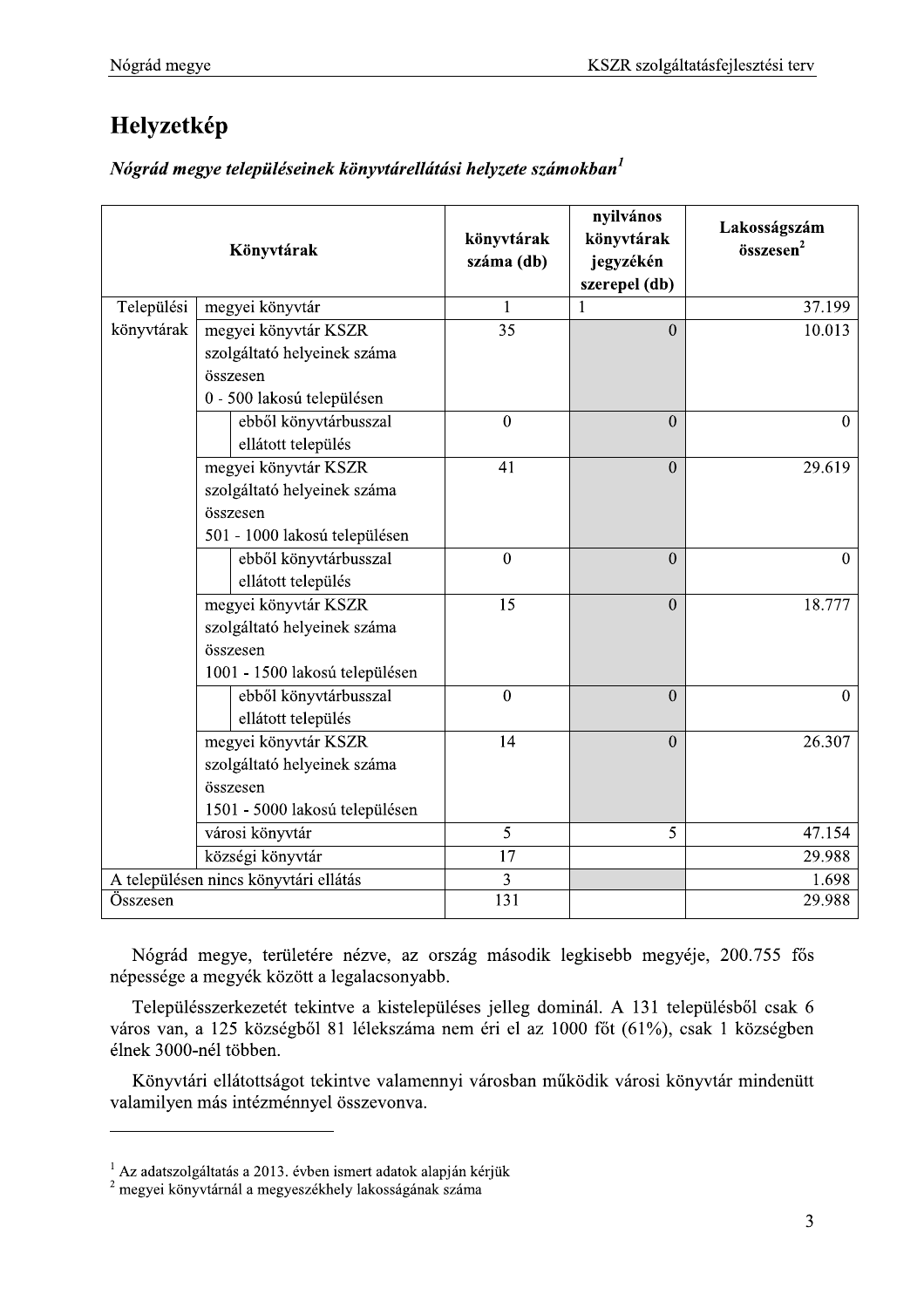# Helyzetkép

***Nógrád megye településeinek könyvtárellátási helyzete számokban***[1]

| Könyvtárak | | | könyvtárak száma (db) | nyilvános könyvtárak jegyzékén szerepel (db) | Lakosságszám összesen[2] |
|---|---|---|---|---|---|
| Települési könyvtárak | megyei könyvtár | | 1 | 1 | 37.199 |
| | megyei könyvtár KSZR szolgáltató helyeinek száma összesen 0 - 500 lakosú településen | | 35 | 0 | 10.013 |
| | | ebből könyvtárbusszal ellátott település | 0 | 0 | 0 |
| | megyei könyvtár KSZR szolgáltató helyeinek száma összesen 501 - 1000 lakosú településen | | 41 | 0 | 29.619 |
| | | ebből könyvtárbusszal ellátott település | 0 | 0 | 0 |
| | megyei könyvtár KSZR szolgáltató helyeinek száma összesen 1001 - 1500 lakosú településen | | 15 | 0 | 18.777 |
| | | ebből könyvtárbusszal ellátott település | 0 | 0 | 0 |
| | megyei könyvtár KSZR szolgáltató helyeinek száma összesen 1501 - 5000 lakosú településen | | 14 | 0 | 26.307 |
| | városi könyvtár | | 5 | 5 | 47.154 |
| | községi könyvtár | | 17 | | 29.988 |
| A településen nincs könyvtári ellátás | | | 3 | | 1.698 |
| Összesen | | | 131 | | 29.988 |

Nógrád megye, területére nézve, az ország második legkisebb megyéje, 200.755 fős népessége a megyék között a legalacsonyabb.

Településszerkezetét tekintve a kistelepüléses jelleg dominál. A 131 településből csak 6 város van, a 125 községből 81 lélekszáma nem éri el az 1000 főt (61%), csak 1 községben élnek 3000-nél többen.

Könyvtári ellátottságot tekintve valamennyi városban működik városi könyvtár mindenütt valamilyen más intézménnyel összevonva.

---

[1] Az adatszolgáltatás a 2013. évben ismert adatok alapján kérjük

[2] megyei könyvtárnál a megyeszékhely lakosságának száma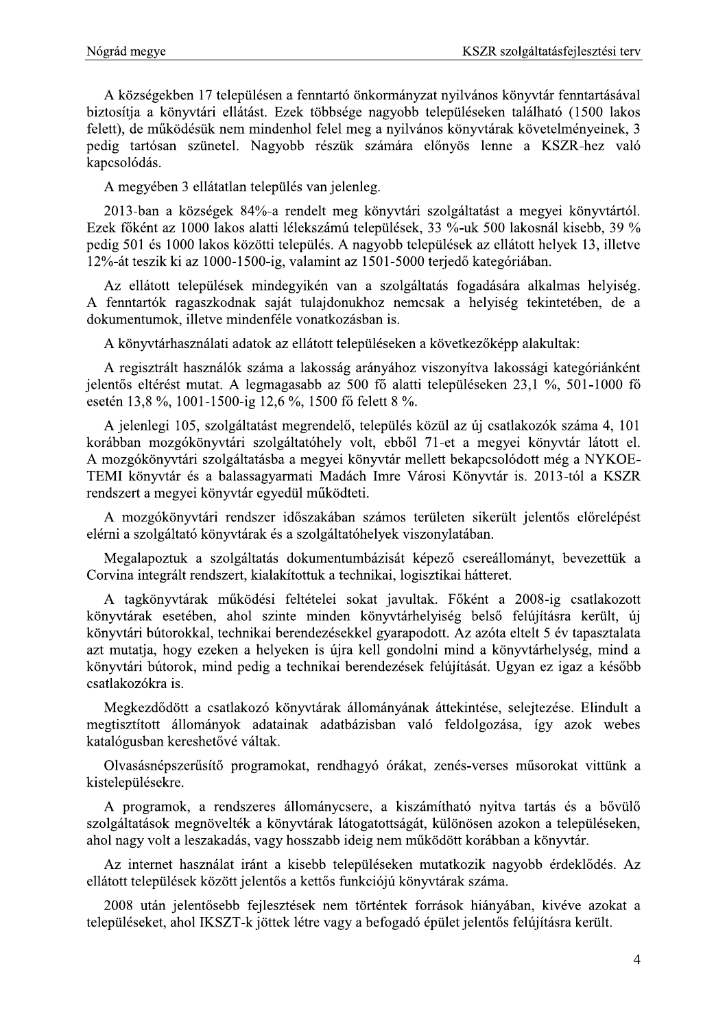A községekben 17 településen a fenntartó önkormányzat nyilvános könyvtár fenntartásával biztosítja a könyvtári ellátást. Ezek többsége nagyobb településeken található (1500 lakos felett), de működésük nem mindenhol felel meg a nyilvános könyvtárak követelményeinek, 3 pedig tartósan szünetel. Nagyobb részük számára előnyös lenne a KSZR-hez való kapcsolódás.

A megyében 3 ellátatlan település van jelenleg.

2013-ban a községek 84%-a rendelt meg könyvtári szolgáltatást a megyei könyvtártól. Ezek főként az 1000 lakos alatti lélekszámú települések, 33 %-uk 500 lakosnál kisebb, 39 % pedig 501 és 1000 lakos közötti település. A nagyobb települések az ellátott helyek 13, illetve 12%-át teszik ki az 1000-1500-ig, valamint az 1501-5000 terjedő kategóriában.

Az ellátott települések mindegyikén van a szolgáltatás fogadására alkalmas helyiség. A fenntartók ragaszkodnak saját tulajdonukhoz nemcsak a helyiség tekintetében, de a dokumentumok, illetve mindenféle vonatkozásban is.

A könyvtárhasználati adatok az ellátott településeken a következőképp alakultak:

A regisztrált használók száma a lakosság arányához viszonyítva lakossági kategóriánként jelentős eltérést mutat. A legmagasabb az 500 fő alatti településeken 23,1 %, 501-1000 fő esetén 13,8 %, 1001-1500-ig 12,6 %, 1500 fő felett 8 %.

A jelenlegi 105, szolgáltatást megrendelő, település közül az új csatlakozók száma 4, 101 korábban mozgókönyvtári szolgáltatóhely volt, ebből 71-et a megyei könyvtár látott el. A mozgókönyvtári szolgáltatásba a megyei könyvtár mellett bekapcsolódott még a NYKOE-TEMI könyvtár és a balassagyarmati Madách Imre Városi Könyvtár is. 2013-tól a KSZR rendszert a megyei könyvtár egyedül működteti.

A mozgókönyvtári rendszer időszakában számos területen sikerült jelentős előrelépést elérni a szolgáltató könyvtárak és a szolgáltatóhelyek viszonylatában.

Megalapoztuk a szolgáltatás dokumentumbázisát képező csereállományt, bevezettük a Corvina integrált rendszert, kialakítottuk a technikai, logisztikai hátteret.

A tagkönyvtárak működési feltételei sokat javultak. Főként a 2008-ig csatlakozott könyvtárak esetében, ahol szinte minden könyvtárhelyiség belső felújításra került, új könyvtári bútorokkal, technikai berendezésekkel gyarapodott. Az azóta eltelt 5 év tapasztalata azt mutatja, hogy ezeken a helyeken is újra kell gondolni mind a könyvtárhelység, mind a könyvtári bútorok, mind pedig a technikai berendezések felújítását. Ugyan ez igaz a később csatlakozókra is.

Megkezdődött a csatlakozó könyvtárak állományának áttekintése, selejtezése. Elindult a megtisztított állományok adatainak adatbázisban való feldolgozása, így azok webes katalógusban kereshetővé váltak.

Olvasásnépszerűsítő programokat, rendhagyó órákat, zenés-verses műsorokat vittünk a kistelepülésekre.

A programok, a rendszeres állománycsere, a kiszámítható nyitva tartás és a bővülő szolgáltatások megnövelték a könyvtárak látogatottságát, különösen azokon a településeken, ahol nagy volt a leszakadás, vagy hosszabb ideig nem működött korábban a könyvtár.

Az internet használat iránt a kisebb településeken mutatkozik nagyobb érdeklődés. Az ellátott települések között jelentős a kettős funkciójú könyvtárak száma.

2008 után jelentősebb fejlesztések nem történtek források hiányában, kivéve azokat a településeket, ahol IKSZT-k jöttek létre vagy a befogadó épület jelentős felújításra került.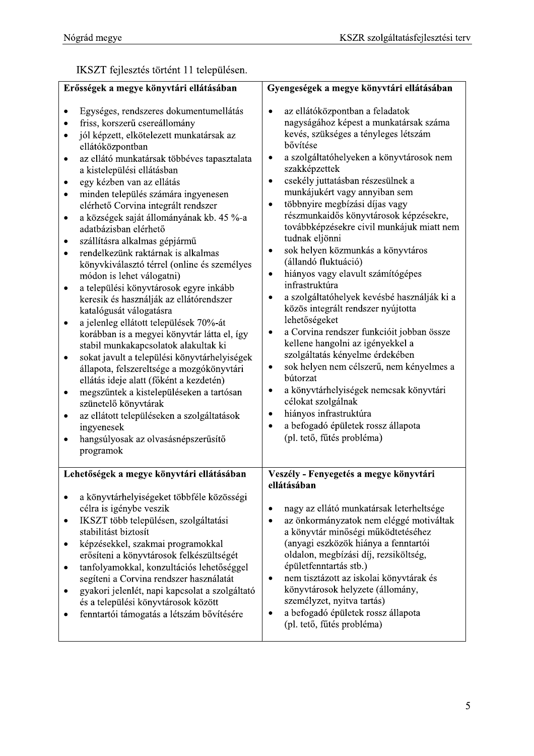IKSZT fejlesztés történt 11 településen.

| Erősségek a megye könyvtári ellátásában | Gyengeségek a megye könyvtári ellátásában |
|---|---|
| • Egységes, rendszeres dokumentumellátás<br>• friss, korszerű csereállomány<br>• jól képzett, elkötelezett munkatársak az ellátóközpontban<br>• az ellátó munkatársak többéves tapasztalata a kistelepülési ellátásban<br>• egy kézben van az ellátás<br>• minden település számára ingyenesen elérhető Corvina integrált rendszer<br>• a községek saját állományának kb. 45 %-a adatbázisban elérhető<br>• szállításra alkalmas gépjármű<br>• rendelkezünk raktárnak is alkalmas könyvkiválasztó térrel (online és személyes módon is lehet válogatni)<br>• a települési könyvtárosok egyre inkább keresik és használják az ellátórendszer katalógusát válogatásra<br>• a jelenleg ellátott települések 70%-át korábban is a megyei könyvtár látta el, így stabil munkakapcsolatok alakultak ki<br>• sokat javult a települési könyvtárhelyiségek állapota, felszereltsége a mozgókönyvtári ellátás ideje alatt (főként a kezdetén)<br>• megszűntek a kistelepüléseken a tartósan szünetelő könyvtárak<br>• az ellátott településeken a szolgáltatások ingyenesek<br>• hangsúlyosak az olvasásnépszerűsítő programok | • az ellátóközpontban a feladatok nagyságához képest a munkatársak száma kevés, szükséges a tényleges létszám bővítése<br>• a szolgáltatóhelyeken a könyvtárosok nem szakképzettek<br>• csekély juttatásban részesülnek a munkájukért vagy annyiban sem<br>• többnyire megbízási díjas vagy részmunkaidős könyvtárosok képzésekre, továbbképzésekre civil munkájuk miatt nem tudnak eljönni<br>• sok helyen közmunkás a könyvtáros (állandó fluktuáció)<br>• hiányos vagy elavult számítógépes infrastruktúra<br>• a szolgáltatóhelyek kevésbé használják ki a közös integrált rendszer nyújtotta lehetőségeket<br>• a Corvina rendszer funkcióit jobban össze kellene hangolni az igényekkel a szolgáltatás kényelme érdekében<br>• sok helyen nem célszerű, nem kényelmes a bútorzat<br>• a könyvtárhelyiségek nemcsak könyvtári célokat szolgálnak<br>• hiányos infrastruktúra<br>• a befogadó épületek rossz állapota (pl. tető, fűtés probléma) |
| **Lehetőségek a megye könyvtári ellátásában** | **Veszély - Fenyegetés a megye könyvtári ellátásában** |
| • a könyvtárhelyiségeket többféle közösségi célra is igénybe veszik<br>• IKSZT több településen, szolgáltatási stabilitást biztosít<br>• képzésekkel, szakmai programokkal erősíteni a könyvtárosok felkészültségét<br>• tanfolyamokkal, konzultációs lehetőséggel segíteni a Corvina rendszer használatát<br>• gyakori jelenlét, napi kapcsolat a szolgáltató és a települési könyvtárosok között<br>• fenntartói támogatás a létszám bővítésére | • nagy az ellátó munkatársak leterheltsége<br>• az önkormányzatok nem eléggé motiváltak a könyvtár minőségi működtetéséhez (anyagi eszközök hiánya a fenntartói oldalon, megbízási díj, rezsiköltség, épületfenntartás stb.)<br>• nem tisztázott az iskolai könyvtárak és könyvtárosok helyzete (állomány, személyzet, nyitva tartás)<br>• a befogadó épületek rossz állapota (pl. tető, fűtés probléma) |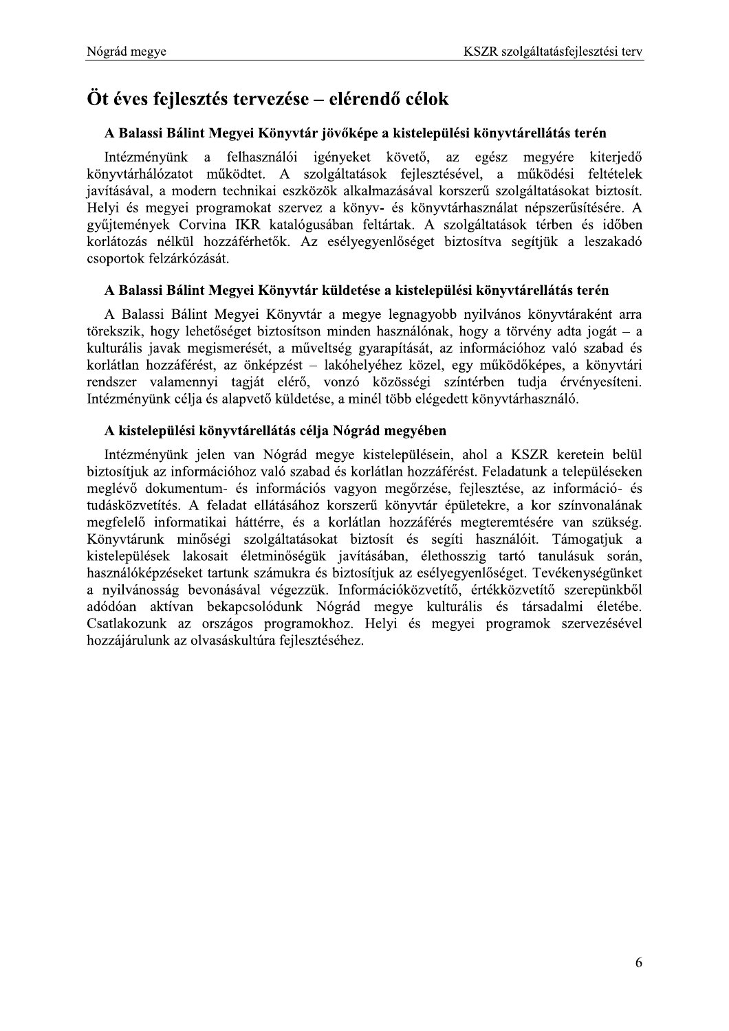# Öt éves fejlesztés tervezése – elérendő célok

### A Balassi Bálint Megyei Könyvtár jövőképe a kistelepülési könyvtárellátás terén

Intézményünk a felhasználói igényeket követő, az egész megyére kiterjedő könyvtárhálózatot működtet. A szolgáltatások fejlesztésével, a működési feltételek javításával, a modern technikai eszközök alkalmazásával korszerű szolgáltatásokat biztosít. Helyi és megyei programokat szervez a könyv- és könyvtárhasználat népszerűsítésére. A gyűjtemények Corvina IKR katalógusában feltártak. A szolgáltatások térben és időben korlátozás nélkül hozzáférhetők. Az esélyegyenlőséget biztosítva segítjük a leszakadó csoportok felzárkózását.

### A Balassi Bálint Megyei Könyvtár küldetése a kistelepülési könyvtárellátás terén

A Balassi Bálint Megyei Könyvtár a megye legnagyobb nyilvános könyvtáraként arra törekszik, hogy lehetőséget biztosítson minden használónak, hogy a törvény adta jogát – a kulturális javak megismerését, a műveltség gyarapítását, az információhoz való szabad és korlátlan hozzáférést, az önképzést – lakóhelyéhez közel, egy működőképes, a könyvtári rendszer valamennyi tagját elérő, vonzó közösségi színtérben tudja érvényesíteni. Intézményünk célja és alapvető küldetése, a minél több elégedett könyvtárhasználó.

### A kistelepülési könyvtárellátás célja Nógrád megyében

Intézményünk jelen van Nógrád megye kistelepülésein, ahol a KSZR keretein belül biztosítjuk az információhoz való szabad és korlátlan hozzáférést. Feladatunk a településeken meglévő dokumentum- és információs vagyon megőrzése, fejlesztése, az információ- és tudásközvetítés. A feladat ellátásához korszerű könyvtár épületekre, a kor színvonalának megfelelő informatikai háttérre, és a korlátlan hozzáférés megteremtésére van szükség. Könyvtárunk minőségi szolgáltatásokat biztosít és segíti használóit. Támogatjuk a kistelepülések lakosait életminőségük javításában, élethosszig tartó tanulásuk során, használóképzéseket tartunk számukra és biztosítjuk az esélyegyenlőséget. Tevékenységünket a nyilvánosság bevonásával végezzük. Információközvetítő, értékközvetítő szerepünkből adódóan aktívan bekapcsolódunk Nógrád megye kulturális és társadalmi életébe. Csatlakozunk az országos programokhoz. Helyi és megyei programok szervezésével hozzájárulunk az olvasáskultúra fejlesztéséhez.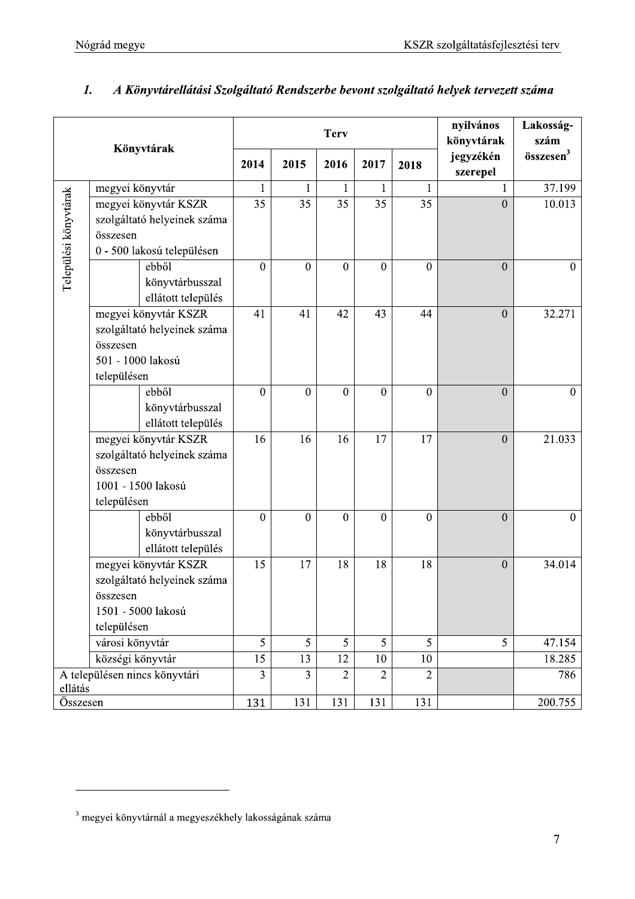## 1. *A Könyvtárellátási Szolgáltató Rendszerbe bevont szolgáltató helyek tervezett száma*

| Könyvtárak | | | Terv | | | | | nyilvános könyvtárak jegyzékén szerepel | Lakosság-szám összesen[3] |
|---|---|---|---|---|---|---|---|---|---|
| | | | 2014 | 2015 | 2016 | 2017 | 2018 | | |
| Települési könyvtárak | megyei könyvtár | | 1 | 1 | 1 | 1 | 1 | 1 | 37.199 |
| | megyei könyvtár KSZR szolgáltató helyeinek száma összesen 0 - 500 lakosú településen | | 35 | 35 | 35 | 35 | 35 | 0 | 10.013 |
| | | ebből könyvtárbusszal ellátott település | 0 | 0 | 0 | 0 | 0 | 0 | 0 |
| | megyei könyvtár KSZR szolgáltató helyeinek száma összesen 501 - 1000 lakosú településen | | 41 | 41 | 42 | 43 | 44 | 0 | 32.271 |
| | | ebből könyvtárbusszal ellátott település | 0 | 0 | 0 | 0 | 0 | 0 | 0 |
| | megyei könyvtár KSZR szolgáltató helyeinek száma összesen 1001 - 1500 lakosú településen | | 16 | 16 | 16 | 17 | 17 | 0 | 21.033 |
| | | ebből könyvtárbusszal ellátott település | 0 | 0 | 0 | 0 | 0 | 0 | 0 |
| | megyei könyvtár KSZR szolgáltató helyeinek száma összesen 1501 - 5000 lakosú településen | | 15 | 17 | 18 | 18 | 18 | 0 | 34.014 |
| | városi könyvtár | | 5 | 5 | 5 | 5 | 5 | 5 | 47.154 |
| | községi könyvtár | | 15 | 13 | 12 | 10 | 10 | | 18.285 |
| A településen nincs könyvtári ellátás | | | 3 | 3 | 2 | 2 | 2 | | 786 |
| Összesen | | | 131 | 131 | 131 | 131 | 131 | | 200.755 |

[3] megyei könyvtárnál a megyeszékhely lakosságának száma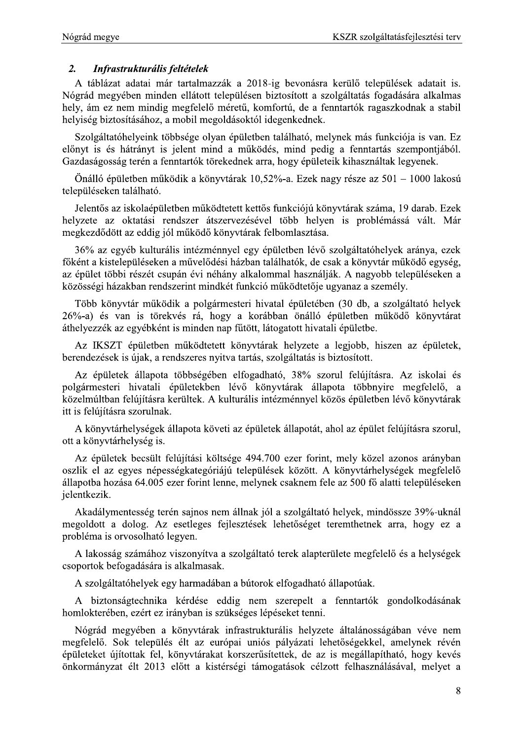## 2. *Infrastrukturális feltételek*

A táblázat adatai már tartalmazzák a 2018-ig bevonásra kerülő települések adatait is. Nógrád megyében minden ellátott településen biztosított a szolgáltatás fogadására alkalmas hely, ám ez nem mindig megfelelő méretű, komfortú, de a fenntartók ragaszkodnak a stabil helyiség biztosításához, a mobil megoldásoktól idegenkednek.

Szolgáltatóhelyeink többsége olyan épületben található, melynek más funkciója is van. Ez előnyt is és hátrányt is jelent mind a működés, mind pedig a fenntartás szempontjából. Gazdaságosság terén a fenntartók törekednek arra, hogy épületeik kihasználtak legyenek.

Önálló épületben működik a könyvtárak 10,52%-a. Ezek nagy része az 501 – 1000 lakosú településeken található.

Jelentős az iskolaépületben működtetett kettős funkciójú könyvtárak száma, 19 darab. Ezek helyzete az oktatási rendszer átszervezésével több helyen is problémássá vált. Már megkezdődött az eddig jól működő könyvtárak felbomlasztása.

36% az egyéb kulturális intézménnyel egy épületben lévő szolgáltatóhelyek aránya, ezek főként a kistelepüléseken a művelődési házban találhatók, de csak a könyvtár működő egység, az épület többi részét csupán évi néhány alkalommal használják. A nagyobb településeken a közösségi házakban rendszerint mindkét funkció működtetője ugyanaz a személy.

Több könyvtár működik a polgármesteri hivatal épületében (30 db, a szolgáltató helyek 26%-a) és van is törekvés rá, hogy a korábban önálló épületben működő könyvtárat áthelyezzék az egyébként is minden nap fűtött, látogatott hivatali épületbe.

Az IKSZT épületben működtetett könyvtárak helyzete a legjobb, hiszen az épületek, berendezések is újak, a rendszeres nyitva tartás, szolgáltatás is biztosított.

Az épületek állapota többségében elfogadható, 38% szorul felújításra. Az iskolai és polgármesteri hivatali épületekben lévő könyvtárak állapota többnyire megfelelő, a közelmúltban felújításra kerültek. A kulturális intézménnyel közös épületben lévő könyvtárak itt is felújításra szorulnak.

A könyvtárhelységek állapota követi az épületek állapotát, ahol az épület felújításra szorul, ott a könyvtárhelység is.

Az épületek becsült felújítási költsége 494.700 ezer forint, mely közel azonos arányban oszlik el az egyes népességkategóriájú települések között. A könyvtárhelységek megfelelő állapotba hozása 64.005 ezer forint lenne, melynek csaknem fele az 500 fő alatti településeken jelentkezik.

Akadálymentesség terén sajnos nem állnak jól a szolgáltató helyek, mindössze 39%-uknál megoldott a dolog. Az esetleges fejlesztések lehetőséget teremthetnek arra, hogy ez a probléma is orvosolható legyen.

A lakosság számához viszonyítva a szolgáltató terek alapterülete megfelelő és a helységek csoportok befogadására is alkalmasak.

A szolgáltatóhelyek egy harmadában a bútorok elfogadható állapotúak.

A biztonságtechnika kérdése eddig nem szerepelt a fenntartók gondolkodásának homlokterében, ezért ez irányban is szükséges lépéseket tenni.

Nógrád megyében a könyvtárak infrastrukturális helyzete általánosságában véve nem megfelelő. Sok település élt az európai uniós pályázati lehetőségekkel, amelynek révén épületeket újítottak fel, könyvtárakat korszerűsítettek, de az is megállapítható, hogy kevés önkormányzat élt 2013 előtt a kistérségi támogatások célzott felhasználásával, melyet a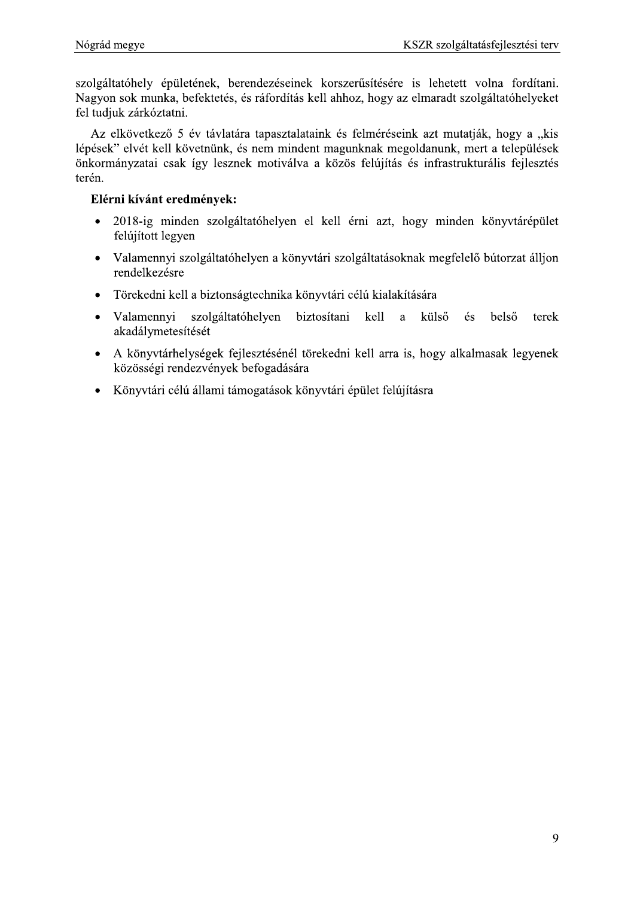szolgáltatóhely épületének, berendezéseinek korszerűsítésére is lehetett volna fordítani. Nagyon sok munka, befektetés, és ráfordítás kell ahhoz, hogy az elmaradt szolgáltatóhelyeket fel tudjuk zárkóztatni.

Az elkövetkező 5 év távlatára tapasztalataink és felméréseink azt mutatják, hogy a „kis lépések" elvét kell követnünk, és nem mindent magunknak megoldanunk, mert a települések önkormányzatai csak így lesznek motiválva a közös felújítás és infrastrukturális fejlesztés terén.

**Elérni kívánt eredmények:**

- 2018-ig minden szolgáltatóhelyen el kell érni azt, hogy minden könyvtárépület felújított legyen
- Valamennyi szolgáltatóhelyen a könyvtári szolgáltatásoknak megfelelő bútorzat álljon rendelkezésre
- Törekedni kell a biztonságtechnika könyvtári célú kialakítására
- Valamennyi szolgáltatóhelyen biztosítani kell a külső és belső terek akadálymetesítését
- A könyvtárhelységek fejlesztésénél törekedni kell arra is, hogy alkalmasak legyenek közösségi rendezvények befogadására
- Könyvtári célú állami támogatások könyvtári épület felújításra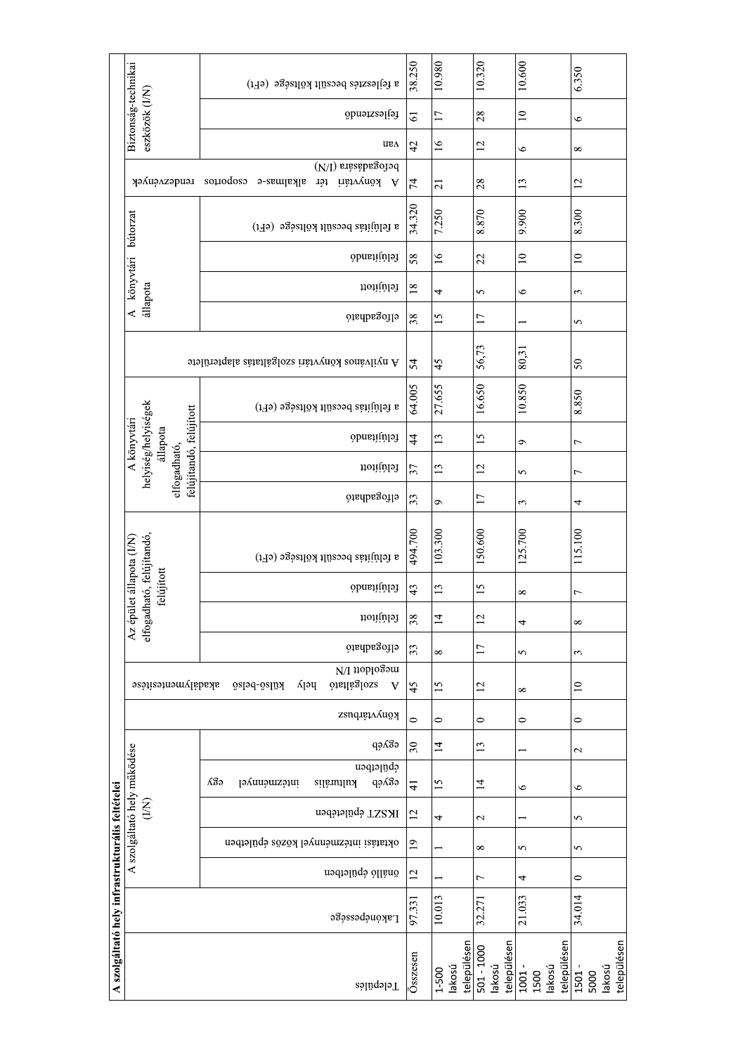A szolgáltató hely infrastrukturális feltételei

| Település | Lakónépessége | A szolgáltató hely működése (I/N) | | | | | könyvtárbusz | A szolgáltató hely külső-belső akadálymentesítése megoldott I/N | Az épület állapota (I/N) elfogadható, felújítandó, felújított | | | | A könyvtári helyiség/helyiségek állapota elfogadható, felújítandó, felújított | | | | A nyilvános könyvtári szolgáltatás alapterülete | A könyvtári bútorzat állapota | | | | A könyvtári tér alkalmas-e csoportos rendezvények befogadására (I/N) | Biztonság-technikai eszközök (I/N) | | |
|---|---|---|---|---|---|---|---|---|---|---|---|---|---|---|---|---|---|---|---|---|---|---|---|---|---|
| | | önálló épületben | oktatási intézménnyel közös épületben | IKSZT épületében | egyéb kulturális intézménnyel egy épületben | egyéb | | | elfogadható | felújított | felújítandó | a felújítás becsült költsége (eFt) | elfogadható | felújított | felújítandó | a felújítás becsült költsége (eFt) | | elfogadható | felújított | felújítandó | a felújítás becsült költsége (eFt) | | van | fejlesztendő | a fejlesztés becsült költsége (eFt) |
| Összesen | 97.331 | 12 | 19 | 12 | 41 | 30 | 0 | 45 | 33 | 38 | 43 | 494.700 | 33 | 37 | 44 | 64.005 | 54 | 38 | 18 | 58 | 34.320 | 74 | 42 | 61 | 38.250 |
| 1-500 lakosú településen | 10.013 | 1 | 1 | 4 | 15 | 14 | 0 | 15 | 8 | 14 | 13 | 103.300 | 9 | 13 | 13 | 27.655 | 45 | 15 | 4 | 16 | 7.250 | 21 | 16 | 17 | 10.980 |
| 501 - 1000 lakosú településen | 32.271 | 7 | 8 | 2 | 14 | 13 | 0 | 12 | 17 | 12 | 15 | 150.600 | 17 | 12 | 15 | 16.650 | 56,73 | 17 | 5 | 22 | 8.870 | 28 | 12 | 28 | 10.320 |
| 1001 - 1500 lakosú településen | 21.033 | 4 | 5 | 1 | 6 | 1 | 0 | 8 | 5 | 4 | 8 | 125.700 | 3 | 5 | 9 | 10.850 | 80,31 | 1 | 6 | 10 | 9.900 | 13 | 6 | 10 | 10.600 |
| 1501 - 5000 lakosú településen | 34.014 | 0 | 5 | 5 | 6 | 2 | 0 | 10 | 3 | 8 | 7 | 115.100 | 4 | 7 | 7 | 8.850 | 50 | 5 | 3 | 10 | 8.300 | 12 | 8 | 6 | 6.350 |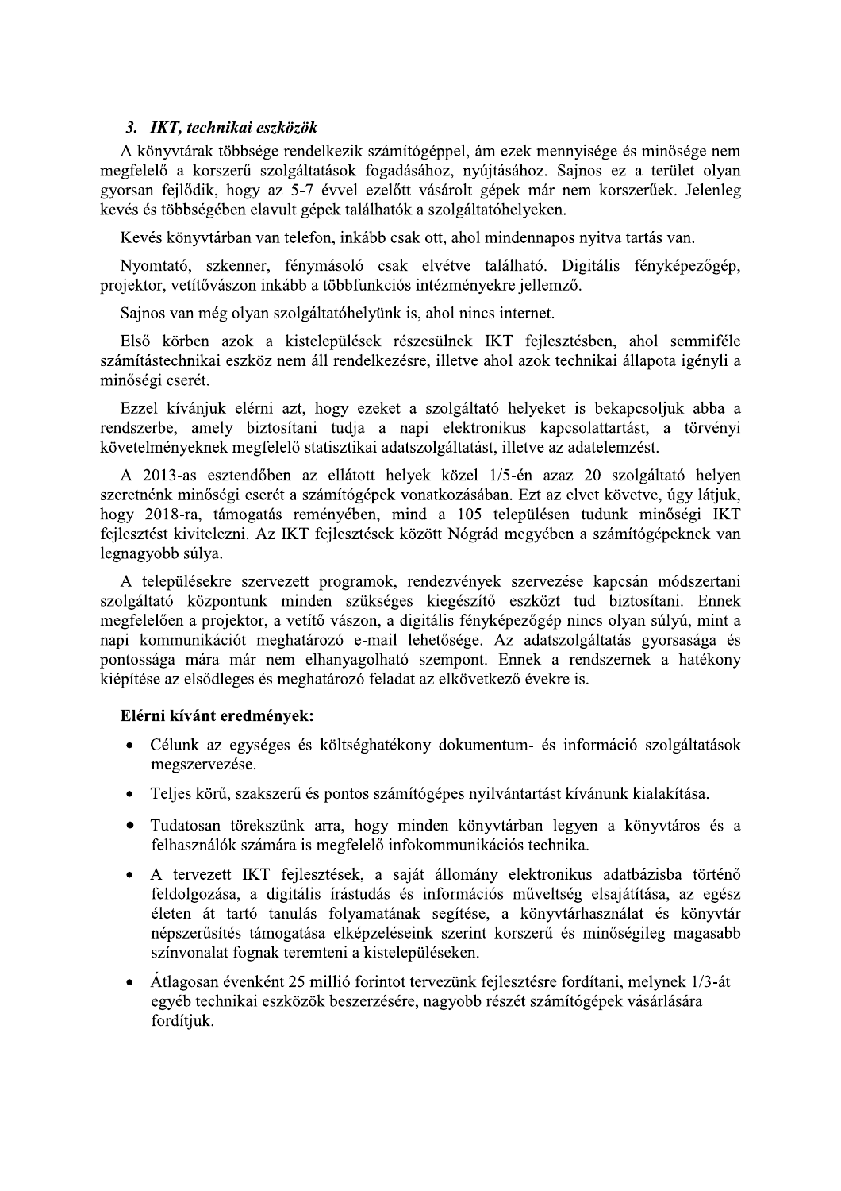### 3. *IKT, technikai eszközök*

A könyvtárak többsége rendelkezik számítógéppel, ám ezek mennyisége és minősége nem megfelelő a korszerű szolgáltatások fogadásához, nyújtásához. Sajnos ez a terület olyan gyorsan fejlődik, hogy az 5-7 évvel ezelőtt vásárolt gépek már nem korszerűek. Jelenleg kevés és többségében elavult gépek találhatók a szolgáltatóhelyeken.

Kevés könyvtárban van telefon, inkább csak ott, ahol mindennapos nyitva tartás van.

Nyomtató, szkenner, fénymásoló csak elvétve található. Digitális fényképezőgép, projektor, vetítővászon inkább a többfunkciós intézményekre jellemző.

Sajnos van még olyan szolgáltatóhelyünk is, ahol nincs internet.

Első körben azok a kistelepülések részesülnek IKT fejlesztésben, ahol semmiféle számítástechnikai eszköz nem áll rendelkezésre, illetve ahol azok technikai állapota igényli a minőségi cserét.

Ezzel kívánjuk elérni azt, hogy ezeket a szolgáltató helyeket is bekapcsoljuk abba a rendszerbe, amely biztosítani tudja a napi elektronikus kapcsolattartást, a törvényi követelményeknek megfelelő statisztikai adatszolgáltatást, illetve az adatelemzést.

A 2013-as esztendőben az ellátott helyek közel 1/5-én azaz 20 szolgáltató helyen szeretnénk minőségi cserét a számítógépek vonatkozásában. Ezt az elvet követve, úgy látjuk, hogy 2018-ra, támogatás reményében, mind a 105 településen tudunk minőségi IKT fejlesztést kivitelezni. Az IKT fejlesztések között Nógrád megyében a számítógépeknek van legnagyobb súlya.

A településekre szervezett programok, rendezvények szervezése kapcsán módszertani szolgáltató központunk minden szükséges kiegészítő eszközt tud biztosítani. Ennek megfelelően a projektor, a vetítő vászon, a digitális fényképezőgép nincs olyan súlyú, mint a napi kommunikációt meghatározó e-mail lehetősége. Az adatszolgáltatás gyorsasága és pontossága mára már nem elhanyagolható szempont. Ennek a rendszernek a hatékony kiépítése az elsődleges és meghatározó feladat az elkövetkező évekre is.

**Elérni kívánt eredmények:**

- Célunk az egységes és költséghatékony dokumentum- és információ szolgáltatások megszervezése.
- Teljes körű, szakszerű és pontos számítógépes nyilvántartást kívánunk kialakítása.
- Tudatosan törekszünk arra, hogy minden könyvtárban legyen a könyvtáros és a felhasználók számára is megfelelő infokommunikációs technika.
- A tervezett IKT fejlesztések, a saját állomány elektronikus adatbázisba történő feldolgozása, a digitális írástudás és információs műveltség elsajátítása, az egész életen át tartó tanulás folyamatának segítése, a könyvtárhasználat és könyvtár népszerűsítés támogatása elképzeléseink szerint korszerű és minőségileg magasabb színvonalat fognak teremteni a kistelepüléseken.
- Átlagosan évenként 25 millió forintot tervezünk fejlesztésre fordítani, melynek 1/3-át egyéb technikai eszközök beszerzésére, nagyobb részét számítógépek vásárlására fordítjuk.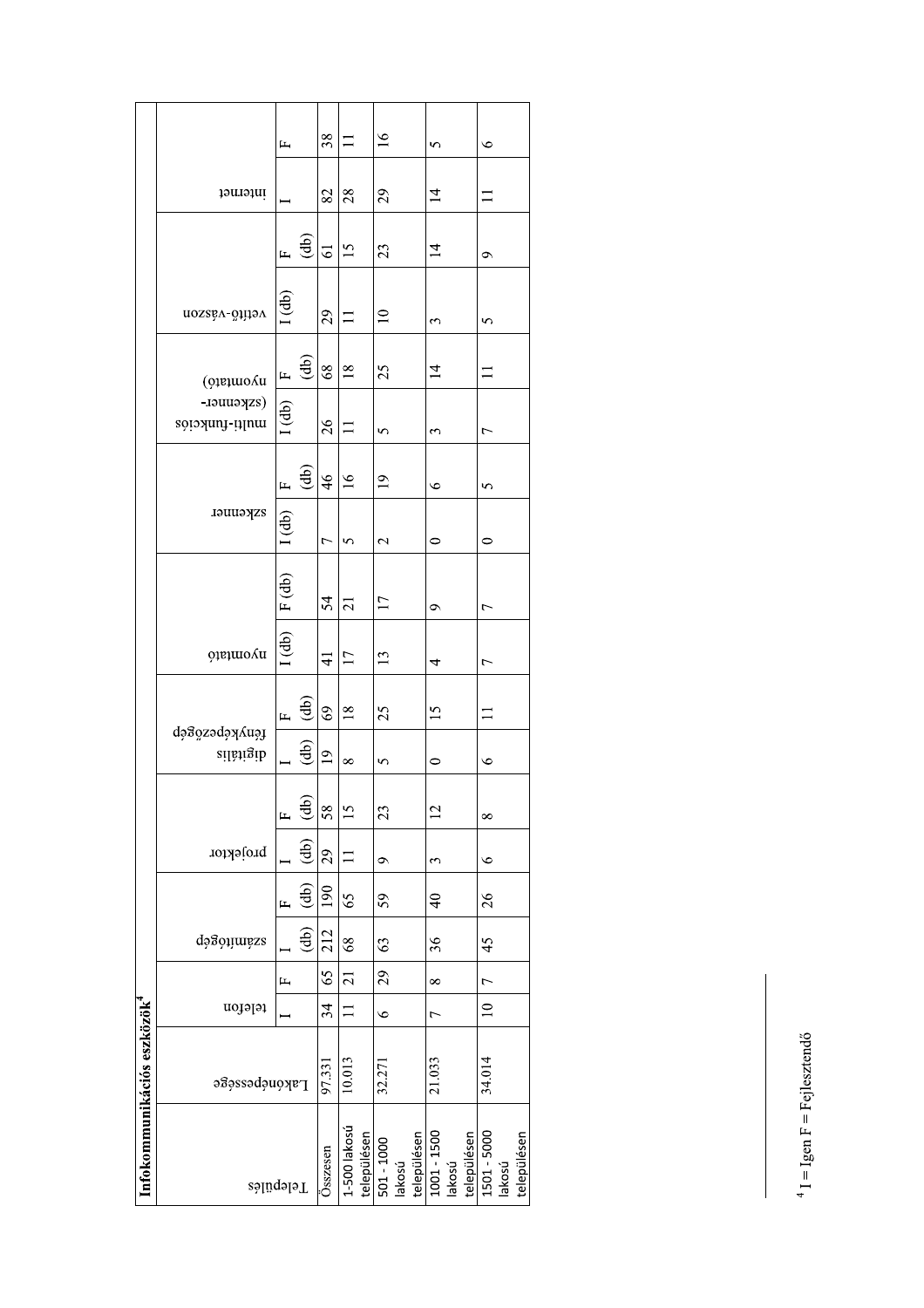**Infokommunikációs eszközök**[4]

| Település | Lakónépessége | telefon | | számítógép | | projektor | | digitális fényképezőgép | | nyomtató | | szkenner | | multi-funkciós (szkenner-nyomtató) | | vetítő-vászon | | internet | |
|---|---|---|---|---|---|---|---|---|---|---|---|---|---|---|---|---|---|---|---|
| | | I | F | I (db) | F (db) | I (db) | F (db) | I (db) | F (db) | I (db) | F (db) | I (db) | F (db) | I (db) | F (db) | I (db) | F (db) | I | F |
| Összesen | 97.331 | 34 | 65 | 212 | 190 | 29 | 58 | 19 | 69 | 41 | 54 | 7 | 46 | 26 | 68 | 29 | 61 | 82 | 38 |
| 1-500 lakosú településen | 10.013 | 11 | 21 | 68 | 65 | 11 | 15 | 8 | 18 | 17 | 21 | 5 | 16 | 11 | 18 | 11 | 15 | 28 | 11 |
| 501 - 1000 lakosú településen | 32.271 | 6 | 29 | 63 | 59 | 9 | 23 | 5 | 25 | 13 | 17 | 2 | 19 | 5 | 25 | 10 | 23 | 29 | 16 |
| 1001 - 1500 lakosú településen | 21.033 | 7 | 8 | 36 | 40 | 3 | 12 | 0 | 15 | 4 | 9 | 0 | 6 | 3 | 14 | 3 | 14 | 14 | 5 |
| 1501 - 5000 lakosú településen | 34.014 | 10 | 7 | 45 | 26 | 6 | 8 | 6 | 11 | 7 | 7 | 0 | 5 | 7 | 11 | 5 | 9 | 11 | 6 |

[4] I = Igen F = Fejlesztendő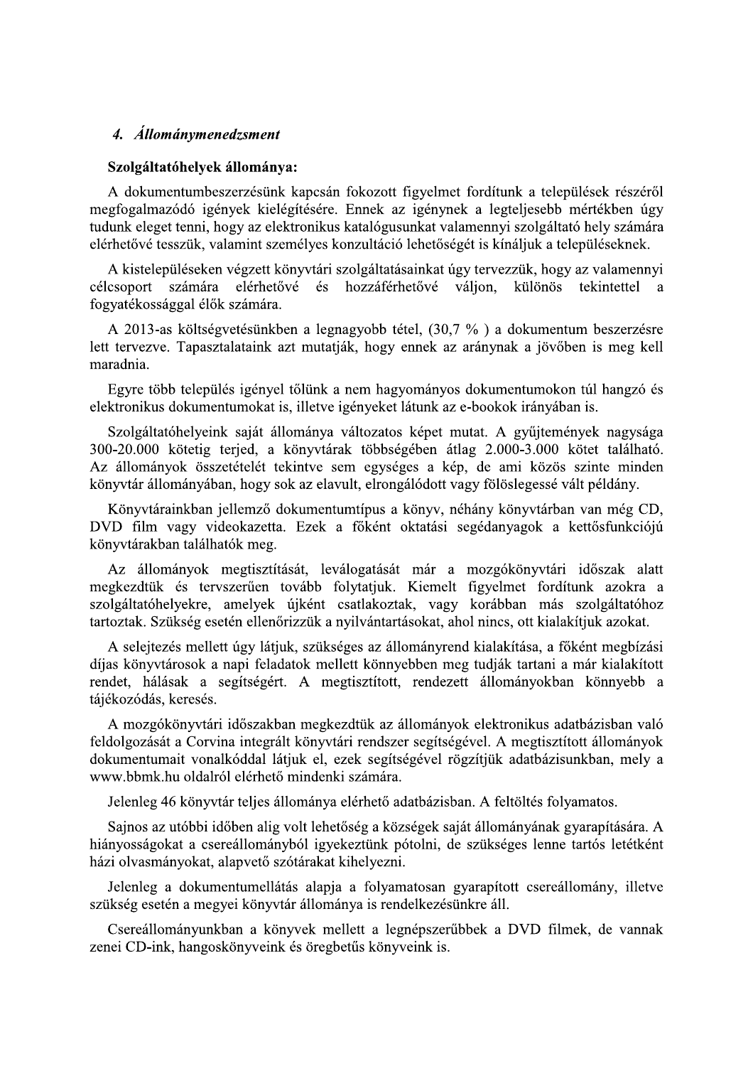## 4. *Állománymenedzsment*

**Szolgáltatóhelyek állománya:**

A dokumentumbeszerzésünk kapcsán fokozott figyelmet fordítunk a települések részéről megfogalmazódó igények kielégítésére. Ennek az igénynek a legteljesebb mértékben úgy tudunk eleget tenni, hogy az elektronikus katalógusunkat valamennyi szolgáltató hely számára elérhetővé tesszük, valamint személyes konzultáció lehetőségét is kínáljuk a településeknek.

A kistelepüléseken végzett könyvtári szolgáltatásainkat úgy tervezzük, hogy az valamennyi célcsoport számára elérhetővé és hozzáférhetővé váljon, különös tekintettel a fogyatékossággal élők számára.

A 2013-as költségvetésünkben a legnagyobb tétel, (30,7 % ) a dokumentum beszerzésre lett tervezve. Tapasztalataink azt mutatják, hogy ennek az aránynak a jövőben is meg kell maradnia.

Egyre több település igényel tőlünk a nem hagyományos dokumentumokon túl hangzó és elektronikus dokumentumokat is, illetve igényeket látunk az e-bookok irányában is.

Szolgáltatóhelyeink saját állománya változatos képet mutat. A gyűjtemények nagysága 300-20.000 kötetig terjed, a könyvtárak többségében átlag 2.000-3.000 kötet található. Az állományok összetételét tekintve sem egységes a kép, de ami közös szinte minden könyvtár állományában, hogy sok az elavult, elrongálódott vagy fölöslegessé vált példány.

Könyvtárainkban jellemző dokumentumtípus a könyv, néhány könyvtárban van még CD, DVD film vagy videokazetta. Ezek a főként oktatási segédanyagok a kettősfunkciójú könyvtárakban találhatók meg.

Az állományok megtisztítását, leválogatását már a mozgókönyvtári időszak alatt megkezdtük és tervszerűen tovább folytatjuk. Kiemelt figyelmet fordítunk azokra a szolgáltatóhelyekre, amelyek újként csatlakoztak, vagy korábban más szolgáltatóhoz tartoztak. Szükség esetén ellenőrizzük a nyilvántartásokat, ahol nincs, ott kialakítjuk azokat.

A selejtezés mellett úgy látjuk, szükséges az állományrend kialakítása, a főként megbízási díjas könyvtárosok a napi feladatok mellett könnyebben meg tudják tartani a már kialakított rendet, hálásak a segítségért. A megtisztított, rendezett állományokban könnyebb a tájékozódás, keresés.

A mozgókönyvtári időszakban megkezdtük az állományok elektronikus adatbázisban való feldolgozását a Corvina integrált könyvtári rendszer segítségével. A megtisztított állományok dokumentumait vonalkóddal látjuk el, ezek segítségével rögzítjük adatbázisunkban, mely a www.bbmk.hu oldalról elérhető mindenki számára.

Jelenleg 46 könyvtár teljes állománya elérhető adatbázisban. A feltöltés folyamatos.

Sajnos az utóbbi időben alig volt lehetőség a községek saját állományának gyarapítására. A hiányosságokat a csereállományból igyekeztünk pótolni, de szükséges lenne tartós letétként házi olvasmányokat, alapvető szótárakat kihelyezni.

Jelenleg a dokumentumellátás alapja a folyamatosan gyarapított csereállomány, illetve szükség esetén a megyei könyvtár állománya is rendelkezésünkre áll.

Csereállományunkban a könyvek mellett a legnépszerűbbek a DVD filmek, de vannak zenei CD-ink, hangoskönyveink és öregbetűs könyveink is.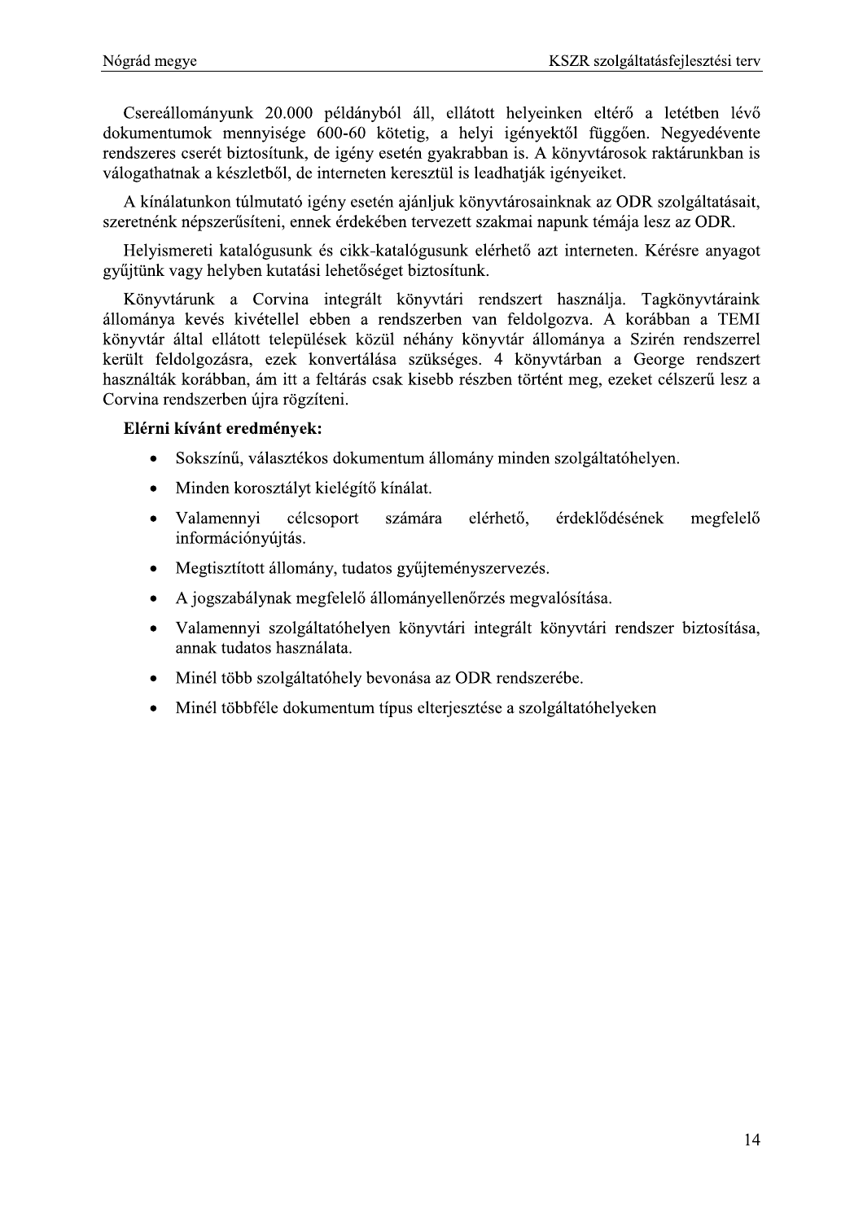Csereállományunk 20.000 példányból áll, ellátott helyeinken eltérő a letétben lévő dokumentumok mennyisége 600-60 kötetig, a helyi igényektől függően. Negyedévente rendszeres cserét biztosítunk, de igény esetén gyakrabban is. A könyvtárosok raktárunkban is válogathatnak a készletből, de interneten keresztül is leadhatják igényeiket.

A kínálatunkon túlmutató igény esetén ajánljuk könyvtárosainknak az ODR szolgáltatásait, szeretnénk népszerűsíteni, ennek érdekében tervezett szakmai napunk témája lesz az ODR.

Helyismereti katalógusunk és cikk-katalógusunk elérhető azt interneten. Kérésre anyagot gyűjtünk vagy helyben kutatási lehetőséget biztosítunk.

Könyvtárunk a Corvina integrált könyvtári rendszert használja. Tagkönyvtáraink állománya kevés kivétellel ebben a rendszerben van feldolgozva. A korábban a TEMI könyvtár által ellátott települések közül néhány könyvtár állománya a Szirén rendszerrel került feldolgozásra, ezek konvertálása szükséges. 4 könyvtárban a George rendszert használták korábban, ám itt a feltárás csak kisebb részben történt meg, ezeket célszerű lesz a Corvina rendszerben újra rögzíteni.

**Elérni kívánt eredmények:**

- Sokszínű, választékos dokumentum állomány minden szolgáltatóhelyen.
- Minden korosztályt kielégítő kínálat.
- Valamennyi célcsoport számára elérhető, érdeklődésének megfelelő információnyújtás.
- Megtisztított állomány, tudatos gyűjteményszervezés.
- A jogszabálynak megfelelő állományellenőrzés megvalósítása.
- Valamennyi szolgáltatóhelyen könyvtári integrált könyvtári rendszer biztosítása, annak tudatos használata.
- Minél több szolgáltatóhely bevonása az ODR rendszerébe.
- Minél többféle dokumentum típus elterjesztése a szolgáltatóhelyeken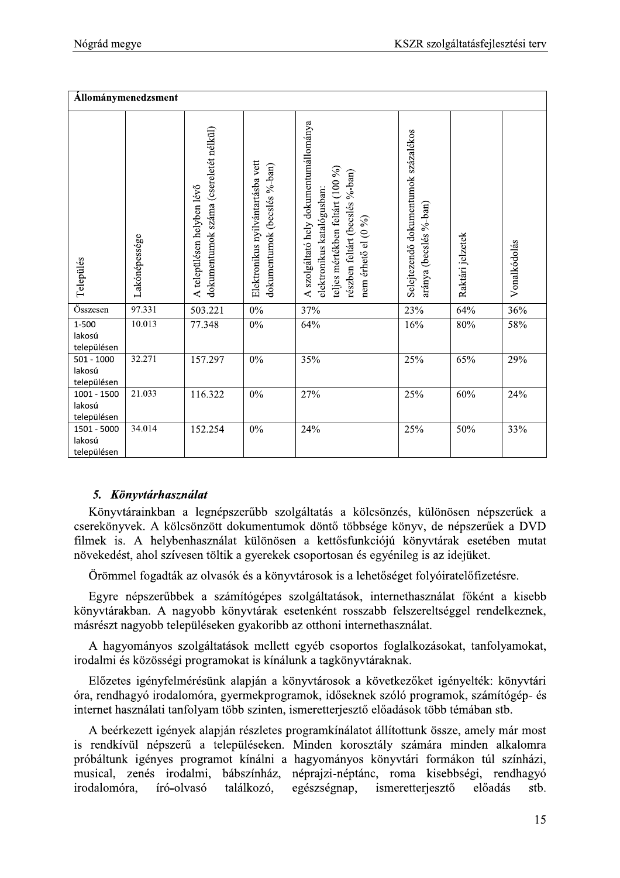| Állománymenedzsment | | | | | | | |
|---|---|---|---|---|---|---|---|
| Település | Lakónépessége | A településen helyben lévő dokumentumok száma (csereletét nélkül) | Elektronikus nyilvántartásba vett dokumentumok (becslés %-ban) | A szolgáltató hely dokumentumállománya elektronikus katalógusban: teljes mértékben feltárt (100 %) részben feltárt (becslés %-ban) nem érhető el (0 %) | Selejtezendő dokumentumok százalékos aránya (becslés %-ban) | Raktári jelzetek | Vonalkódolás |
| Összesen | 97.331 | 503.221 | 0% | 37% | 23% | 64% | 36% |
| 1-500 lakosú településen | 10.013 | 77.348 | 0% | 64% | 16% | 80% | 58% |
| 501 - 1000 lakosú településen | 32.271 | 157.297 | 0% | 35% | 25% | 65% | 29% |
| 1001 - 1500 lakosú településen | 21.033 | 116.322 | 0% | 27% | 25% | 60% | 24% |
| 1501 - 5000 lakosú településen | 34.014 | 152.254 | 0% | 24% | 25% | 50% | 33% |

### *5. Könyvtárhasználat*

Könyvtárainkban a legnépszerűbb szolgáltatás a kölcsönzés, különösen népszerűek a cserekönyvek. A kölcsönzött dokumentumok döntő többsége könyv, de népszerűek a DVD filmek is. A helybenhasználat különösen a kettősfunkciójú könyvtárak esetében mutat növekedést, ahol szívesen töltik a gyerekek csoportosan és egyénileg is az idejüket.

Örömmel fogadták az olvasók és a könyvtárosok is a lehetőséget folyóiratelőfizetésre.

Egyre népszerűbbek a számítógépes szolgáltatások, internethasználat főként a kisebb könyvtárakban. A nagyobb könyvtárak esetenként rosszabb felszereltséggel rendelkeznek, másrészt nagyobb településeken gyakoribb az otthoni internethasználat.

A hagyományos szolgáltatások mellett egyéb csoportos foglalkozásokat, tanfolyamokat, irodalmi és közösségi programokat is kínálunk a tagkönyvtáraknak.

Előzetes igényfelmérésünk alapján a könyvtárosok a következőket igényelték: könyvtári óra, rendhagyó irodalomóra, gyermekprogramok, időseknek szóló programok, számítógép- és internet használati tanfolyam több szinten, ismeretterjesztő előadások több témában stb.

A beérkezett igények alapján részletes programkínálatot állítottunk össze, amely már most is rendkívül népszerű a településeken. Minden korosztály számára minden alkalomra próbáltunk igényes programot kínálni a hagyományos könyvtári formákon túl színházi, musical, zenés irodalmi, bábszínház, néprajzi-néptánc, roma kisebbségi, rendhagyó irodalomóra, író-olvasó találkozó, egészségnap, ismeretterjesztő előadás stb.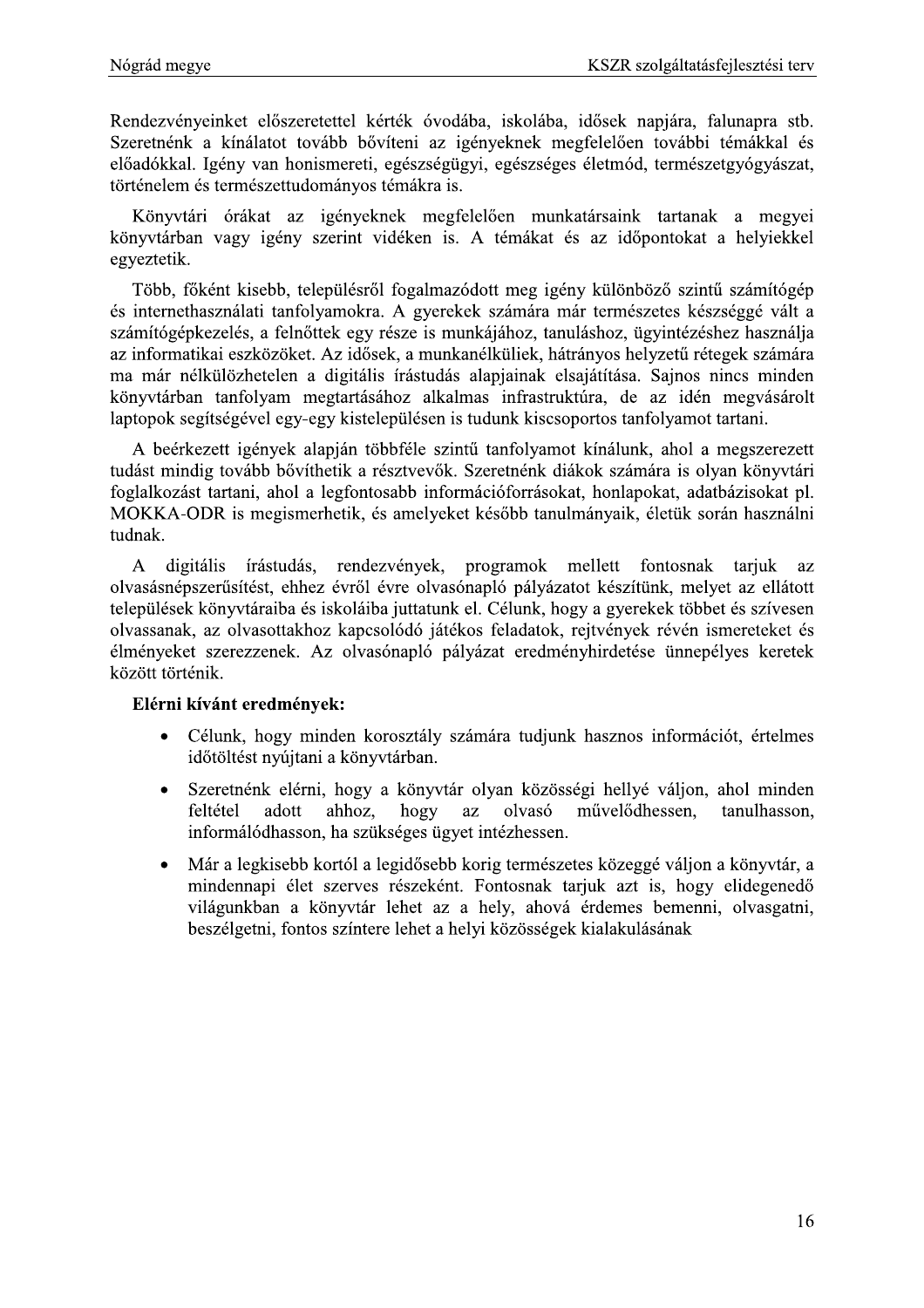Rendezvényeinket előszeretettel kérték óvodába, iskolába, idősek napjára, falunapra stb. Szeretnénk a kínálatot tovább bővíteni az igényeknek megfelelően további témákkal és előadókkal. Igény van honismereti, egészségügyi, egészséges életmód, természetgyógyászat, történelem és természettudományos témákra is.

Könyvtári órákat az igényeknek megfelelően munkatársaink tartanak a megyei könyvtárban vagy igény szerint vidéken is. A témákat és az időpontokat a helyiekkel egyeztetik.

Több, főként kisebb, településről fogalmazódott meg igény különböző szintű számítógép és internethasználati tanfolyamokra. A gyerekek számára már természetes készséggé vált a számítógépkezelés, a felnőttek egy része is munkájához, tanuláshoz, ügyintézéshez használja az informatikai eszközöket. Az idősek, a munkanélküliek, hátrányos helyzetű rétegek számára ma már nélkülözhetetlen a digitális írástudás alapjainak elsajátítása. Sajnos nincs minden könyvtárban tanfolyam megtartásához alkalmas infrastruktúra, de az idén megvásárolt laptopok segítségével egy-egy kistelepülésen is tudunk kiscsoportos tanfolyamot tartani.

A beérkezett igények alapján többféle szintű tanfolyamot kínálunk, ahol a megszerezett tudást mindig tovább bővíthetik a résztvevők. Szeretnénk diákok számára is olyan könyvtári foglalkozást tartani, ahol a legfontosabb információforrásokat, honlapokat, adatbázisokat pl. MOKKA-ODR is megismerhetik, és amelyeket később tanulmányaik, életük során használni tudnak.

A digitális írástudás, rendezvények, programok mellett fontosnak tarjuk az olvasásnépszerűsítést, ehhez évről évre olvasónapló pályázatot készítünk, melyet az ellátott települések könyvtáraiba és iskoláiba juttatunk el. Célunk, hogy a gyerekek többet és szívesen olvassanak, az olvasottakhoz kapcsolódó játékos feladatok, rejtvények révén ismereteket és élményeket szerezzenek. Az olvasónapló pályázat eredményhirdetése ünnepélyes keretek között történik.

**Elérni kívánt eredmények:**

- Célunk, hogy minden korosztály számára tudjunk hasznos információt, értelmes időtöltést nyújtani a könyvtárban.
- Szeretnénk elérni, hogy a könyvtár olyan közösségi hellyé váljon, ahol minden feltétel adott ahhoz, hogy az olvasó művelődhessen, tanulhasson, informálódhasson, ha szükséges ügyet intézhessen.
- Már a legkisebb kortól a legidősebb korig természetes közeggé váljon a könyvtár, a mindennapi élet szerves részeként. Fontosnak tarjuk azt is, hogy elidegenedő világunkban a könyvtár lehet az a hely, ahová érdemes bemenni, olvasgatni, beszélgetni, fontos színtere lehet a helyi közösségek kialakulásának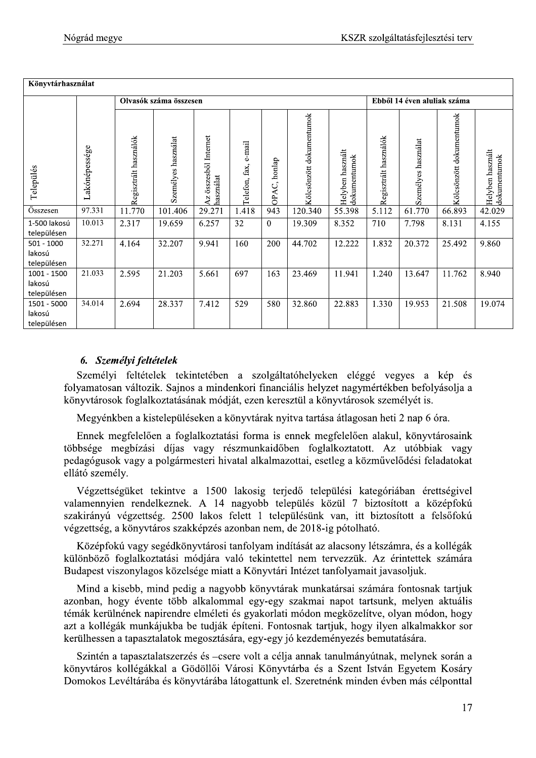| Könyvtárhasználat | | | | | | | | | | | | |
|---|---|---|---|---|---|---|---|---|---|---|---|---|
| | | Olvasók száma összesen | | | | | | | Ebből 14 éven aluliak száma | | | |
| Település | Lakónépessége | Regisztrált használók | Személyes használat | Az összesből Internet használat | Telefon, fax, e-mail | OPAC, honlap | Kölcsönzött dokumentumok | Helyben használt dokumentumok | Regisztrált használók | Személyes használat | Kölcsönzött dokumentumok | Helyben használt dokumentumok |
| Összesen | 97.331 | 11.770 | 101.406 | 29.271 | 1.418 | 943 | 120.340 | 55.398 | 5.112 | 61.770 | 66.893 | 42.029 |
| 1-500 lakosú településen | 10.013 | 2.317 | 19.659 | 6.257 | 32 | 0 | 19.309 | 8.352 | 710 | 7.798 | 8.131 | 4.155 |
| 501 - 1000 lakosú településen | 32.271 | 4.164 | 32.207 | 9.941 | 160 | 200 | 44.702 | 12.222 | 1.832 | 20.372 | 25.492 | 9.860 |
| 1001 - 1500 lakosú településen | 21.033 | 2.595 | 21.203 | 5.661 | 697 | 163 | 23.469 | 11.941 | 1.240 | 13.647 | 11.762 | 8.940 |
| 1501 - 5000 lakosú településen | 34.014 | 2.694 | 28.337 | 7.412 | 529 | 580 | 32.860 | 22.883 | 1.330 | 19.953 | 21.508 | 19.074 |

### *6. Személyi feltételek*

Személyi feltételek tekintetében a szolgáltatóhelyeken eléggé vegyes a kép és folyamatosan változik. Sajnos a mindenkori financiális helyzet nagymértékben befolyásolja a könyvtárosok foglalkoztatásának módját, ezen keresztül a könyvtárosok személyét is.

Megyénkben a kistelepüléseken a könyvtárak nyitva tartása átlagosan heti 2 nap 6 óra.

Ennek megfelelően a foglalkoztatási forma is ennek megfelelően alakul, könyvtárosaink többsége megbízási díjas vagy részmunkaidőben foglalkoztatott. Az utóbbiak vagy pedagógusok vagy a polgármesteri hivatal alkalmazottai, esetleg a közművelődési feladatokat ellátó személy.

Végzettségüket tekintve a 1500 lakosig terjedő települési kategóriában érettségivel valamennyien rendelkeznek. A 14 nagyobb település közül 7 biztosított a középfokú szakirányú végzettség. 2500 lakos felett 1 településünk van, itt biztosított a felsőfokú végzettség, a könyvtáros szakképzés azonban nem, de 2018-ig pótolható.

Középfokú vagy segédkönyvtárosi tanfolyam indítását az alacsony létszámra, és a kollégák különböző foglalkoztatási módjára való tekintettel nem tervezzük. Az érintettek számára Budapest viszonylagos közelsége miatt a Könyvtári Intézet tanfolyamait javasoljuk.

Mind a kisebb, mind pedig a nagyobb könyvtárak munkatársai számára fontosnak tartjuk azonban, hogy évente több alkalommal egy-egy szakmai napot tartsunk, melyen aktuális témák kerülnének napirendre elméleti és gyakorlati módon megközelítve, olyan módon, hogy azt a kollégák munkájukba be tudják építeni. Fontosnak tartjuk, hogy ilyen alkalmakkor sor kerülhessen a tapasztalatok megosztására, egy-egy jó kezdeményezés bemutatására.

Szintén a tapasztalatszerzés és –csere volt a célja annak tanulmányútnak, melynek során a könyvtáros kollégákkal a Gödöllői Városi Könyvtárba és a Szent István Egyetem Kosáry Domokos Levéltárába és könyvtárába látogattunk el. Szeretnénk minden évben más célponttal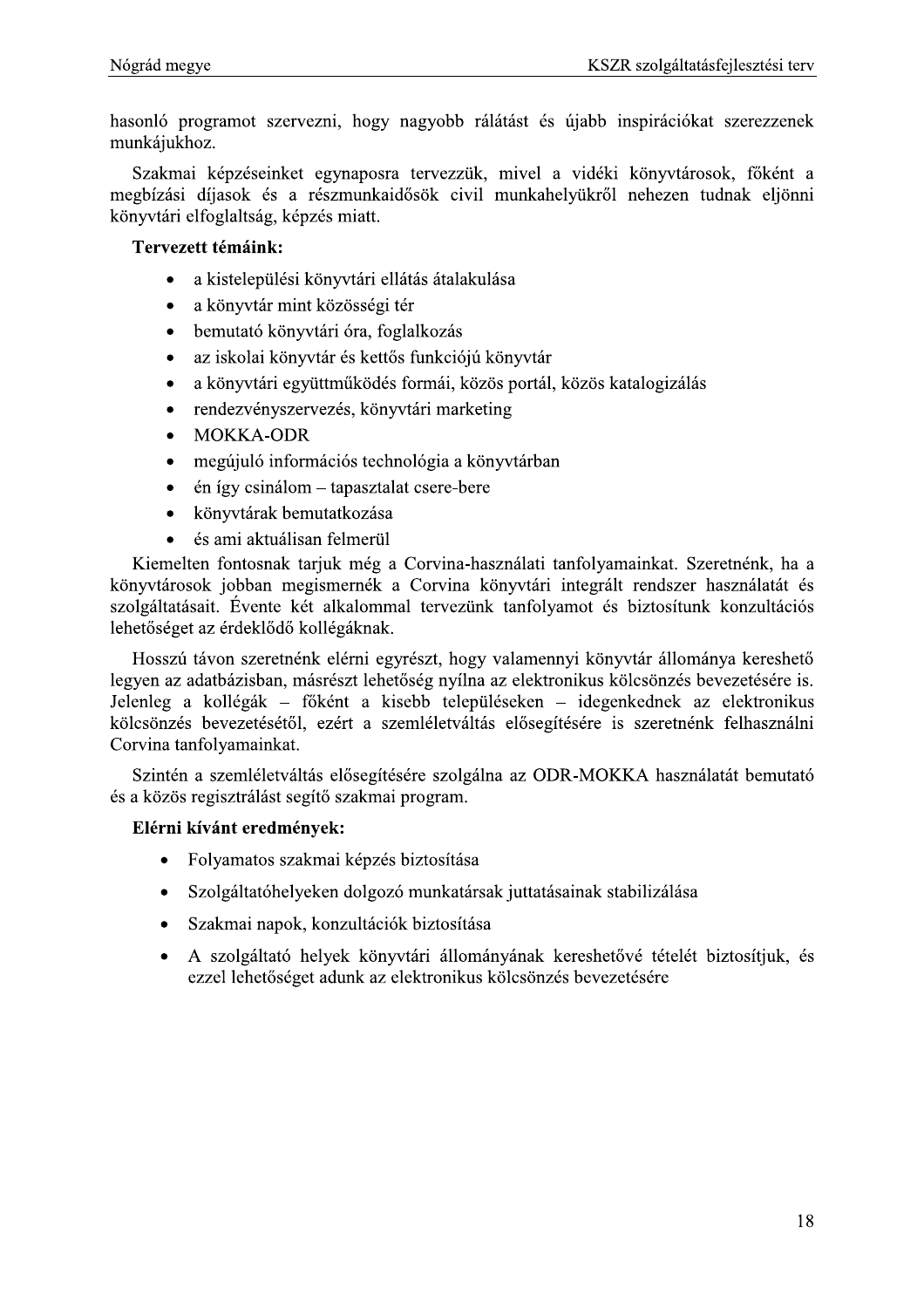hasonló programot szervezni, hogy nagyobb rálátást és újabb inspirációkat szerezzenek munkájukhoz.

Szakmai képzéseinket egynaposra tervezzük, mivel a vidéki könyvtárosok, főként a megbízási díjasok és a részmunkaidősök civil munkahelyükről nehezen tudnak eljönni könyvtári elfoglaltság, képzés miatt.

**Tervezett témáink:**

- a kistelepülési könyvtári ellátás átalakulása
- a könyvtár mint közösségi tér
- bemutató könyvtári óra, foglalkozás
- az iskolai könyvtár és kettős funkciójú könyvtár
- a könyvtári együttműködés formái, közös portál, közös katalogizálás
- rendezvényszervezés, könyvtári marketing
- MOKKA-ODR
- megújuló információs technológia a könyvtárban
- én így csinálom – tapasztalat csere-bere
- könyvtárak bemutatkozása
- és ami aktuálisan felmerül

Kiemelten fontosnak tarjuk még a Corvina-használati tanfolyamainkat. Szeretnénk, ha a könyvtárosok jobban megismernék a Corvina könyvtári integrált rendszer használatát és szolgáltatásait. Évente két alkalommal tervezünk tanfolyamot és biztosítunk konzultációs lehetőséget az érdeklődő kollégáknak.

Hosszú távon szeretnénk elérni egyrészt, hogy valamennyi könyvtár állománya kereshető legyen az adatbázisban, másrészt lehetőség nyílna az elektronikus kölcsönzés bevezetésére is. Jelenleg a kollégák – főként a kisebb településeken – idegenkednek az elektronikus kölcsönzés bevezetésétől, ezért a szemléletváltás elősegítésére is szeretnénk felhasználni Corvina tanfolyamainkat.

Szintén a szemléletváltás elősegítésére szolgálna az ODR-MOKKA használatát bemutató és a közös regisztrálást segítő szakmai program.

**Elérni kívánt eredmények:**

- Folyamatos szakmai képzés biztosítása
- Szolgáltatóhelyeken dolgozó munkatársak juttatásainak stabilizálása
- Szakmai napok, konzultációk biztosítása
- A szolgáltató helyek könyvtári állományának kereshetővé tételét biztosítjuk, és ezzel lehetőséget adunk az elektronikus kölcsönzés bevezetésére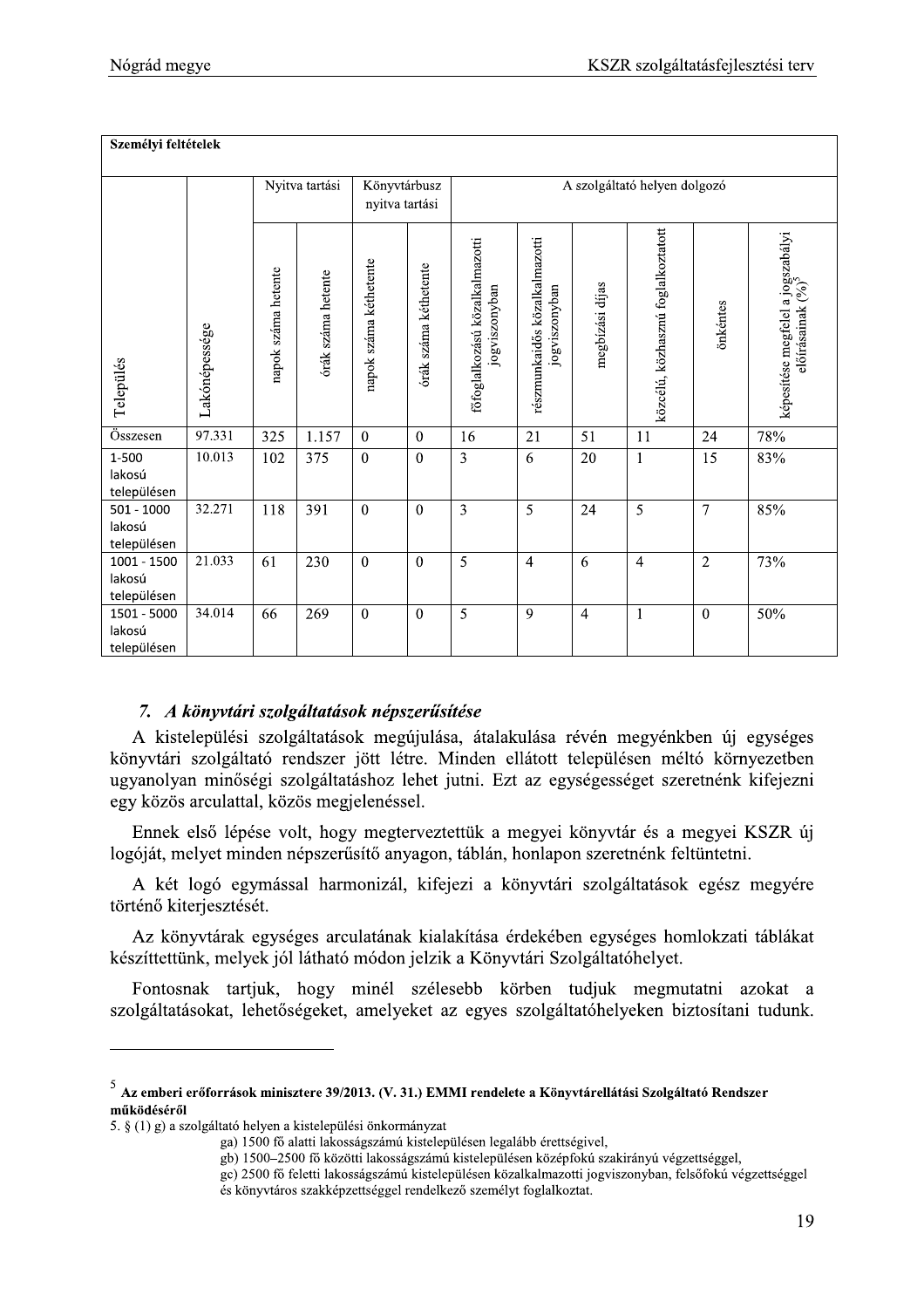| Személyi feltételek | | | | | | | | | | | |
|---|---|---|---|---|---|---|---|---|---|---|---|
| | | Nyitva tartási | | Könyvtárbusz nyitva tartási | | A szolgáltató helyen dolgozó | | | | | |
| Település | Lakónépessége | napok száma hetente | órák száma hetente | napok száma kéthetente | órák száma kéthetente | főfoglalkozású közalkalmazotti jogviszonyban | részmunkaidős közalkalmazotti jogviszonyban | megbízási díjas | közcélú, közhasznú foglalkoztatott | önkéntes | képesítése megfelel a jogszabályi előírásainak (%)[5] |
| Összesen | 97.331 | 325 | 1.157 | 0 | 0 | 16 | 21 | 51 | 11 | 24 | 78% |
| 1-500 lakosú településen | 10.013 | 102 | 375 | 0 | 0 | 3 | 6 | 20 | 1 | 15 | 83% |
| 501 - 1000 lakosú településen | 32.271 | 118 | 391 | 0 | 0 | 3 | 5 | 24 | 5 | 7 | 85% |
| 1001 - 1500 lakosú településen | 21.033 | 61 | 230 | 0 | 0 | 5 | 4 | 6 | 4 | 2 | 73% |
| 1501 - 5000 lakosú településen | 34.014 | 66 | 269 | 0 | 0 | 5 | 9 | 4 | 1 | 0 | 50% |

### 7. *A könyvtári szolgáltatások népszerűsítése*

A kistelepülési szolgáltatások megújulása, átalakulása révén megyénkben új egységes könyvtári szolgáltató rendszer jött létre. Minden ellátott településen méltó környezetben ugyanolyan minőségi szolgáltatáshoz lehet jutni. Ezt az egységességet szeretnénk kifejezni egy közös arculattal, közös megjelenéssel.

Ennek első lépése volt, hogy megterveztettük a megyei könyvtár és a megyei KSZR új logóját, melyet minden népszerűsítő anyagon, táblán, honlapon szeretnénk feltüntetni.

A két logó egymással harmonizál, kifejezi a könyvtári szolgáltatások egész megyére történő kiterjesztését.

Az könyvtárak egységes arculatának kialakítása érdekében egységes homlokzati táblákat készíttettünk, melyek jól látható módon jelzik a Könyvtári Szolgáltatóhelyet.

Fontosnak tartjuk, hogy minél szélesebb körben tudjuk megmutatni azokat a szolgáltatásokat, lehetőségeket, amelyeket az egyes szolgáltatóhelyeken biztosítani tudunk.

---

[5] **Az emberi erőforrások minisztere 39/2013. (V. 31.) EMMI rendelete a Könyvtárellátási Szolgáltató Rendszer működéséről**

5. § (1) g) a szolgáltató helyen a kistelepülési önkormányzat

ga) 1500 fő alatti lakosságszámú kistelepülésen legalább érettségivel,

gb) 1500–2500 fő közötti lakosságszámú kistelepülésen középfokú szakirányú végzettséggel,

gc) 2500 fő feletti lakosságszámú kistelepülésen közalkalmazotti jogviszonyban, felsőfokú végzettséggel és könyvtáros szakképzettséggel rendelkező személyt foglalkoztat.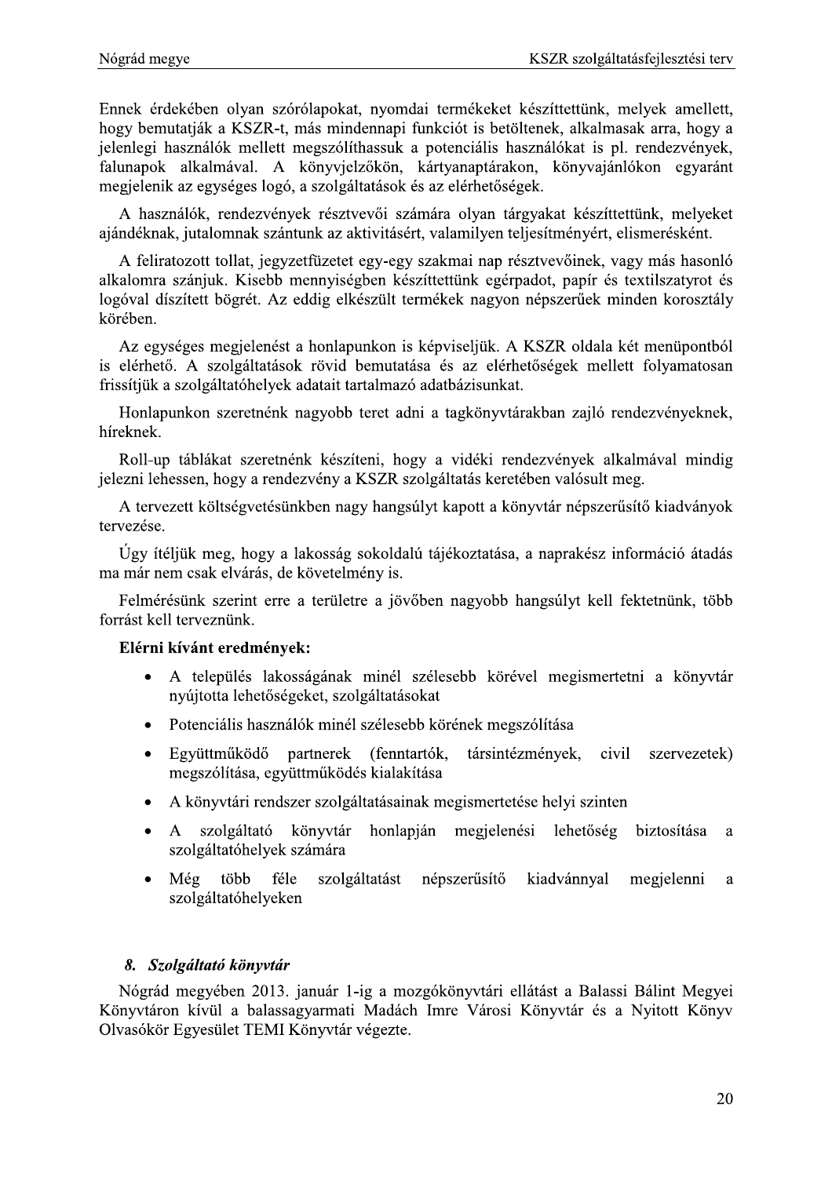Ennek érdekében olyan szórólapokat, nyomdai termékeket készíttettünk, melyek amellett, hogy bemutatják a KSZR-t, más mindennapi funkciót is betöltenek, alkalmasak arra, hogy a jelenlegi használók mellett megszólíthassuk a potenciális használókat is pl. rendezvények, falunapok alkalmával. A könyvjelzőkön, kártyanaptárakon, könyvajánlókon egyaránt megjelenik az egységes logó, a szolgáltatások és az elérhetőségek.

A használók, rendezvények résztvevői számára olyan tárgyakat készíttettünk, melyeket ajándéknak, jutalomnak szántunk az aktivitásért, valamilyen teljesítményért, elismerésként.

A feliratozott tollat, jegyzetfüzetet egy-egy szakmai nap résztvevőinek, vagy más hasonló alkalomra szánjuk. Kisebb mennyiségben készíttettünk egérpadot, papír és textilszatyrot és logóval díszített bögrét. Az eddig elkészült termékek nagyon népszerűek minden korosztály körében.

Az egységes megjelenést a honlapunkon is képviseljük. A KSZR oldala két menüpontból is elérhető. A szolgáltatások rövid bemutatása és az elérhetőségek mellett folyamatosan frissítjük a szolgáltatóhelyek adatait tartalmazó adatbázisunkat.

Honlapunkon szeretnénk nagyobb teret adni a tagkönyvtárakban zajló rendezvényeknek, híreknek.

Roll-up táblákat szeretnénk készíteni, hogy a vidéki rendezvények alkalmával mindig jelezni lehessen, hogy a rendezvény a KSZR szolgáltatás keretében valósult meg.

A tervezett költségvetésünkben nagy hangsúlyt kapott a könyvtár népszerűsítő kiadványok tervezése.

Úgy ítéljük meg, hogy a lakosság sokoldalú tájékoztatása, a naprakész információ átadás ma már nem csak elvárás, de követelmény is.

Felmérésünk szerint erre a területre a jövőben nagyobb hangsúlyt kell fektetnünk, több forrást kell terveznünk.

**Elérni kívánt eredmények:**

- A település lakosságának minél szélesebb körével megismertetni a könyvtár nyújtotta lehetőségeket, szolgáltatásokat
- Potenciális használók minél szélesebb körének megszólítása
- Együttműködő partnerek (fenntartók, társintézmények, civil szervezetek) megszólítása, együttműködés kialakítása
- A könyvtári rendszer szolgáltatásainak megismertetése helyi szinten
- A szolgáltató könyvtár honlapján megjelenési lehetőség biztosítása a szolgáltatóhelyek számára
- Még több féle szolgáltatást népszerűsítő kiadvánnyal megjelenni a szolgáltatóhelyeken

### *8. Szolgáltató könyvtár*

Nógrád megyében 2013. január 1-ig a mozgókönyvtári ellátást a Balassi Bálint Megyei Könyvtáron kívül a balassagyarmati Madách Imre Városi Könyvtár és a Nyitott Könyv Olvasókör Egyesület TEMI Könyvtár végezte.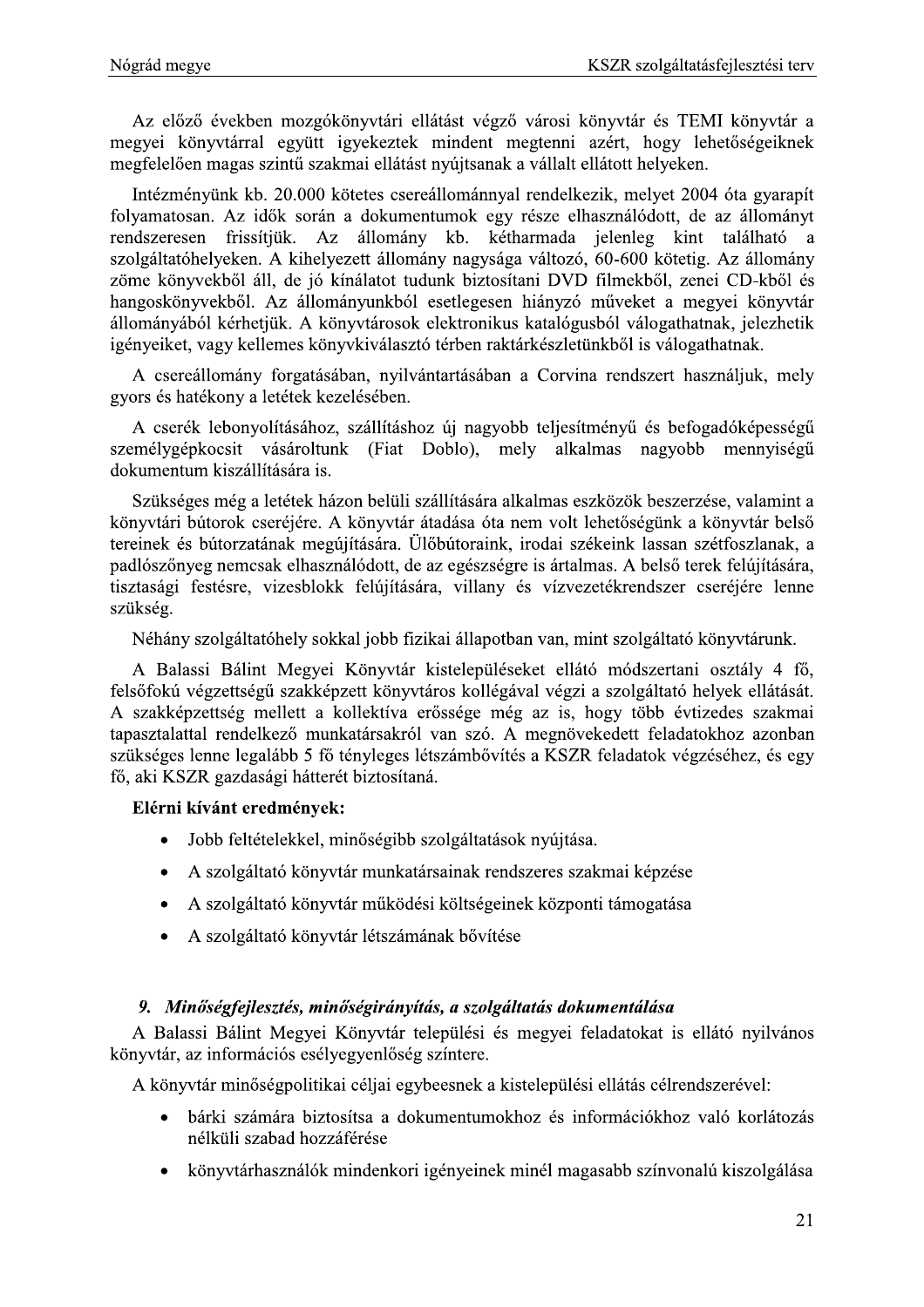Az előző években mozgókönyvtári ellátást végző városi könyvtár és TEMI könyvtár a megyei könyvtárral együtt igyekeztek mindent megtenni azért, hogy lehetőségeiknek megfelelően magas szintű szakmai ellátást nyújtsanak a vállalt ellátott helyeken.

Intézményünk kb. 20.000 kötetes csereállománnyal rendelkezik, melyet 2004 óta gyarapít folyamatosan. Az idők során a dokumentumok egy része elhasználódott, de az állományt rendszeresen frissítjük. Az állomány kb. kétharmada jelenleg kint található a szolgáltatóhelyeken. A kihelyezett állomány nagysága változó, 60-600 kötetig. Az állomány zöme könyvekből áll, de jó kínálatot tudunk biztosítani DVD filmekből, zenei CD-kből és hangoskönyvekből. Az állományunkból esetlegesen hiányzó műveket a megyei könyvtár állományából kérhetjük. A könyvtárosok elektronikus katalógusból válogathatnak, jelezhetik igényeiket, vagy kellemes könyvkiválasztó térben raktárkészletünkből is válogathatnak.

A csereállomány forgatásában, nyilvántartásában a Corvina rendszert használjuk, mely gyors és hatékony a letétek kezelésében.

A cserék lebonyolításához, szállításhoz új nagyobb teljesítményű és befogadóképességű személygépkocsit vásároltunk (Fiat Doblo), mely alkalmas nagyobb mennyiségű dokumentum kiszállítására is.

Szükséges még a letétek házon belüli szállítására alkalmas eszközök beszerzése, valamint a könyvtári bútorok cseréjére. A könyvtár átadása óta nem volt lehetőségünk a könyvtár belső tereinek és bútorzatának megújítására. Ülőbútoraink, irodai székeink lassan szétfoszlanak, a padlószőnyeg nemcsak elhasználódott, de az egészségre is ártalmas. A belső terek felújítására, tisztasági festésre, vizesblokk felújítására, villany és vízvezetékrendszer cseréjére lenne szükség.

Néhány szolgáltatóhely sokkal jobb fizikai állapotban van, mint szolgáltató könyvtárunk.

A Balassi Bálint Megyei Könyvtár kistelepüléseket ellátó módszertani osztály 4 fő, felsőfokú végzettségű szakképzett könyvtáros kollégával végzi a szolgáltató helyek ellátását. A szakképzettség mellett a kollektíva erőssége még az is, hogy több évtizedes szakmai tapasztalattal rendelkező munkatársakról van szó. A megnövekedett feladatokhoz azonban szükséges lenne legalább 5 fő tényleges létszámbővítés a KSZR feladatok végzéséhez, és egy fő, aki KSZR gazdasági hátterét biztosítaná.

**Elérni kívánt eredmények:**

- Jobb feltételekkel, minőségibb szolgáltatások nyújtása.
- A szolgáltató könyvtár munkatársainak rendszeres szakmai képzése
- A szolgáltató könyvtár működési költségeinek központi támogatása
- A szolgáltató könyvtár létszámának bővítése

## 9. *Minőségfejlesztés, minőségirányítás, a szolgáltatás dokumentálása*

A Balassi Bálint Megyei Könyvtár települési és megyei feladatokat is ellátó nyilvános könyvtár, az információs esélyegyenlőség színtere.

A könyvtár minőségpolitikai céljai egybeesnek a kistelepülési ellátás célrendszerével:

- bárki számára biztosítsa a dokumentumokhoz és információkhoz való korlátozás nélküli szabad hozzáférése
- könyvtárhasználók mindenkori igényeinek minél magasabb színvonalú kiszolgálása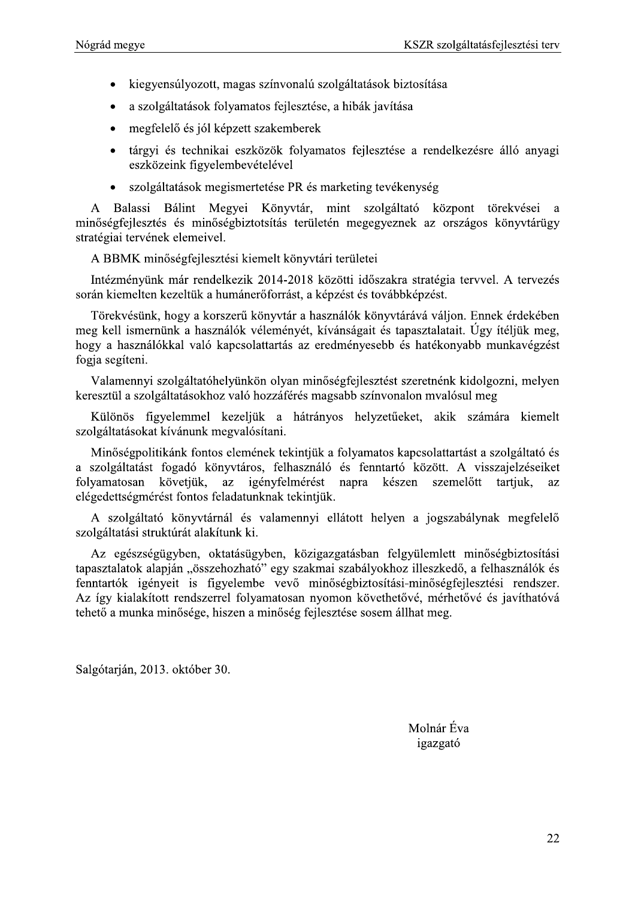- kiegyensúlyozott, magas színvonalú szolgáltatások biztosítása
- a szolgáltatások folyamatos fejlesztése, a hibák javítása
- megfelelő és jól képzett szakemberek
- tárgyi és technikai eszközök folyamatos fejlesztése a rendelkezésre álló anyagi eszközeink figyelembevételével
- szolgáltatások megismertetése PR és marketing tevékenység

A Balassi Bálint Megyei Könyvtár, mint szolgáltató központ törekvései a minőségfejlesztés és minőségbiztotsítás területén megegyeznek az országos könyvtárügy stratégiai tervének elemeivel.

A BBMK minőségfejlesztési kiemelt könyvtári területei

Intézményünk már rendelkezik 2014-2018 közötti időszakra stratégia tervvel. A tervezés során kiemelten kezeltük a humánerőforrást, a képzést és továbbképzést.

Törekvésünk, hogy a korszerű könyvtár a használók könyvtárává váljon. Ennek érdekében meg kell ismernünk a használók véleményét, kívánságait és tapasztalatait. Úgy ítéljük meg, hogy a használókkal való kapcsolattartás az eredményesebb és hatékonyabb munkavégzést fogja segíteni.

Valamennyi szolgáltatóhelyünkön olyan minőségfejlesztést szeretnénk kidolgozni, melyen keresztül a szolgáltatásokhoz való hozzáférés magsabb színvonalon mvalósul meg

Különös figyelemmel kezeljük a hátrányos helyzetűeket, akik számára kiemelt szolgáltatásokat kívánunk megvalósítani.

Minőségpolitikánk fontos elemének tekintjük a folyamatos kapcsolattartást a szolgáltató és a szolgáltatást fogadó könyvtáros, felhasználó és fenntartó között. A visszajelzéseiket folyamatosan követjük, az igényfelmérést napra készen szemelőtt tartjuk, az elégedettségmérést fontos feladatunknak tekintjük.

A szolgáltató könyvtárnál és valamennyi ellátott helyen a jogszabálynak megfelelő szolgáltatási struktúrát alakítunk ki.

Az egészségügyben, oktatásügyben, közigazgatásban felgyülemlett minőségbiztosítási tapasztalatok alapján „összehozható" egy szakmai szabályokhoz illeszkedő, a felhasználók és fenntartók igényeit is figyelembe vevő minőségbiztosítási-minőségfejlesztési rendszer. Az így kialakított rendszerrel folyamatosan nyomon követhetővé, mérhetővé és javíthatóvá tehető a munka minősége, hiszen a minőség fejlesztése sosem állhat meg.

Salgótarján, 2013. október 30.

Molnár Éva
igazgató